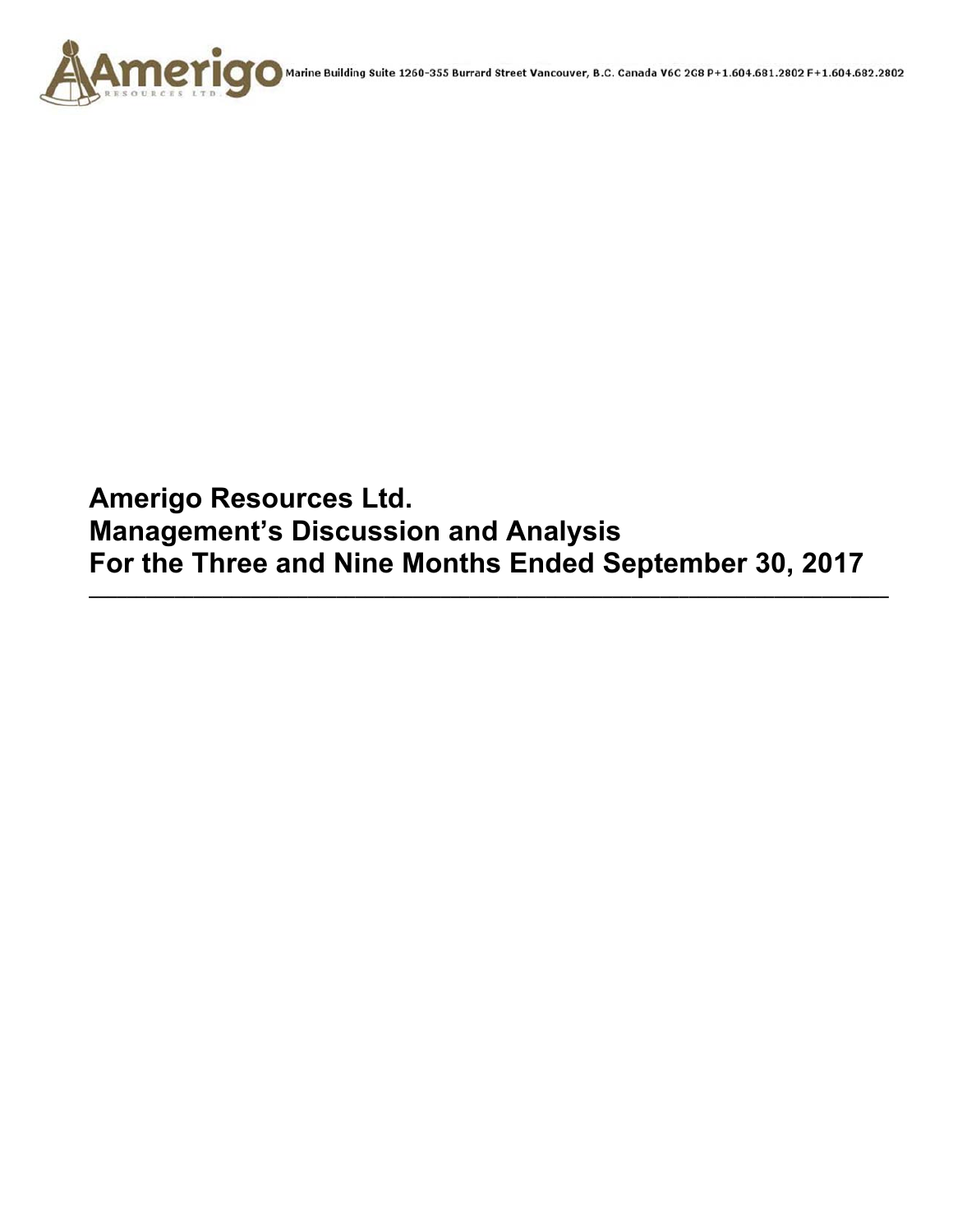Amerigo

RESOURCES LTD.

Marine Building Suite 1260-355 Burrard Street Vancouver, B.C. Canada V6C 2G8 P+1.604.681.2802 F+1.604.682.2802

# Amerigo Resources Ltd.
# Management's Discussion and Analysis
# For the Three and Nine Months Ended September 30, 2017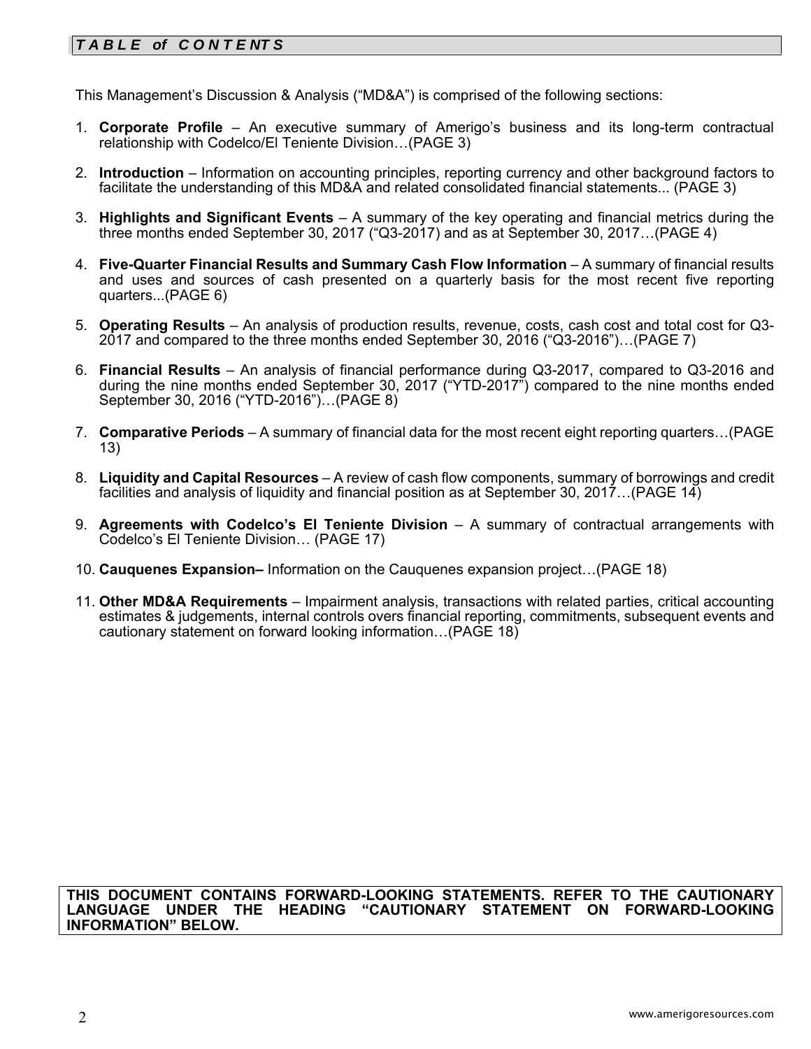## *TABLE of CONTENTS*

This Management's Discussion & Analysis ("MD&A") is comprised of the following sections:

1. **Corporate Profile** – An executive summary of Amerigo's business and its long-term contractual relationship with Codelco/El Teniente Division…(PAGE 3)

2. **Introduction** – Information on accounting principles, reporting currency and other background factors to facilitate the understanding of this MD&A and related consolidated financial statements... (PAGE 3)

3. **Highlights and Significant Events** – A summary of the key operating and financial metrics during the three months ended September 30, 2017 ("Q3-2017) and as at September 30, 2017…(PAGE 4)

4. **Five-Quarter Financial Results and Summary Cash Flow Information** – A summary of financial results and uses and sources of cash presented on a quarterly basis for the most recent five reporting quarters...(PAGE 6)

5. **Operating Results** – An analysis of production results, revenue, costs, cash cost and total cost for Q3-2017 and compared to the three months ended September 30, 2016 ("Q3-2016")…(PAGE 7)

6. **Financial Results** – An analysis of financial performance during Q3-2017, compared to Q3-2016 and during the nine months ended September 30, 2017 ("YTD-2017") compared to the nine months ended September 30, 2016 ("YTD-2016")…(PAGE 8)

7. **Comparative Periods** – A summary of financial data for the most recent eight reporting quarters…(PAGE 13)

8. **Liquidity and Capital Resources** – A review of cash flow components, summary of borrowings and credit facilities and analysis of liquidity and financial position as at September 30, 2017…(PAGE 14)

9. **Agreements with Codelco's El Teniente Division** – A summary of contractual arrangements with Codelco's El Teniente Division… (PAGE 17)

10. **Cauquenes Expansion–** Information on the Cauquenes expansion project…(PAGE 18)

11. **Other MD&A Requirements** – Impairment analysis, transactions with related parties, critical accounting estimates & judgements, internal controls overs financial reporting, commitments, subsequent events and cautionary statement on forward looking information…(PAGE 18)

**THIS DOCUMENT CONTAINS FORWARD-LOOKING STATEMENTS. REFER TO THE CAUTIONARY LANGUAGE UNDER THE HEADING "CAUTIONARY STATEMENT ON FORWARD-LOOKING INFORMATION" BELOW.**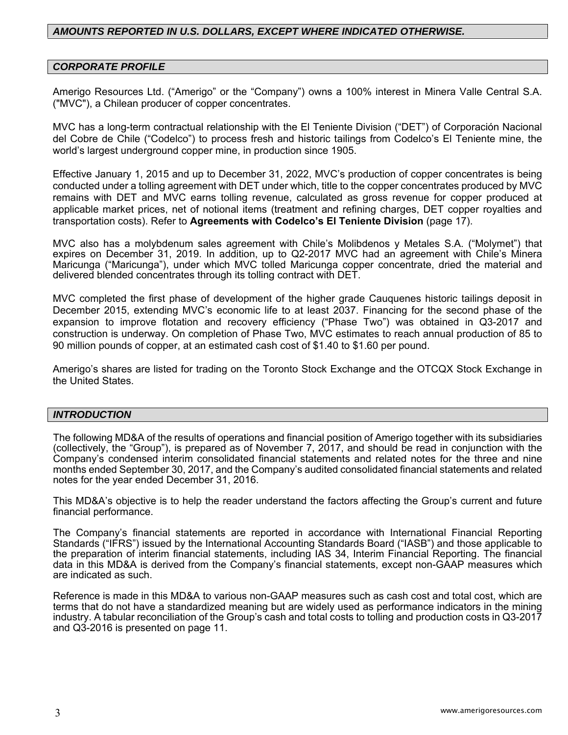## *AMOUNTS REPORTED IN U.S. DOLLARS, EXCEPT WHERE INDICATED OTHERWISE.*

## *CORPORATE PROFILE*

Amerigo Resources Ltd. ("Amerigo" or the "Company") owns a 100% interest in Minera Valle Central S.A. ("MVC"), a Chilean producer of copper concentrates.

MVC has a long-term contractual relationship with the El Teniente Division ("DET") of Corporación Nacional del Cobre de Chile ("Codelco") to process fresh and historic tailings from Codelco's El Teniente mine, the world's largest underground copper mine, in production since 1905.

Effective January 1, 2015 and up to December 31, 2022, MVC's production of copper concentrates is being conducted under a tolling agreement with DET under which, title to the copper concentrates produced by MVC remains with DET and MVC earns tolling revenue, calculated as gross revenue for copper produced at applicable market prices, net of notional items (treatment and refining charges, DET copper royalties and transportation costs). Refer to **Agreements with Codelco's El Teniente Division** (page 17).

MVC also has a molybdenum sales agreement with Chile's Molibdenos y Metales S.A. ("Molymet") that expires on December 31, 2019. In addition, up to Q2-2017 MVC had an agreement with Chile's Minera Maricunga ("Maricunga"), under which MVC tolled Maricunga copper concentrate, dried the material and delivered blended concentrates through its tolling contract with DET.

MVC completed the first phase of development of the higher grade Cauquenes historic tailings deposit in December 2015, extending MVC's economic life to at least 2037. Financing for the second phase of the expansion to improve flotation and recovery efficiency ("Phase Two") was obtained in Q3-2017 and construction is underway. On completion of Phase Two, MVC estimates to reach annual production of 85 to 90 million pounds of copper, at an estimated cash cost of $1.40 to $1.60 per pound.

Amerigo's shares are listed for trading on the Toronto Stock Exchange and the OTCQX Stock Exchange in the United States.

## *INTRODUCTION*

The following MD&A of the results of operations and financial position of Amerigo together with its subsidiaries (collectively, the "Group"), is prepared as of November 7, 2017, and should be read in conjunction with the Company's condensed interim consolidated financial statements and related notes for the three and nine months ended September 30, 2017, and the Company's audited consolidated financial statements and related notes for the year ended December 31, 2016.

This MD&A's objective is to help the reader understand the factors affecting the Group's current and future financial performance.

The Company's financial statements are reported in accordance with International Financial Reporting Standards ("IFRS") issued by the International Accounting Standards Board ("IASB") and those applicable to the preparation of interim financial statements, including IAS 34, Interim Financial Reporting. The financial data in this MD&A is derived from the Company's financial statements, except non-GAAP measures which are indicated as such.

Reference is made in this MD&A to various non-GAAP measures such as cash cost and total cost, which are terms that do not have a standardized meaning but are widely used as performance indicators in the mining industry. A tabular reconciliation of the Group's cash and total costs to tolling and production costs in Q3-2017 and Q3-2016 is presented on page 11.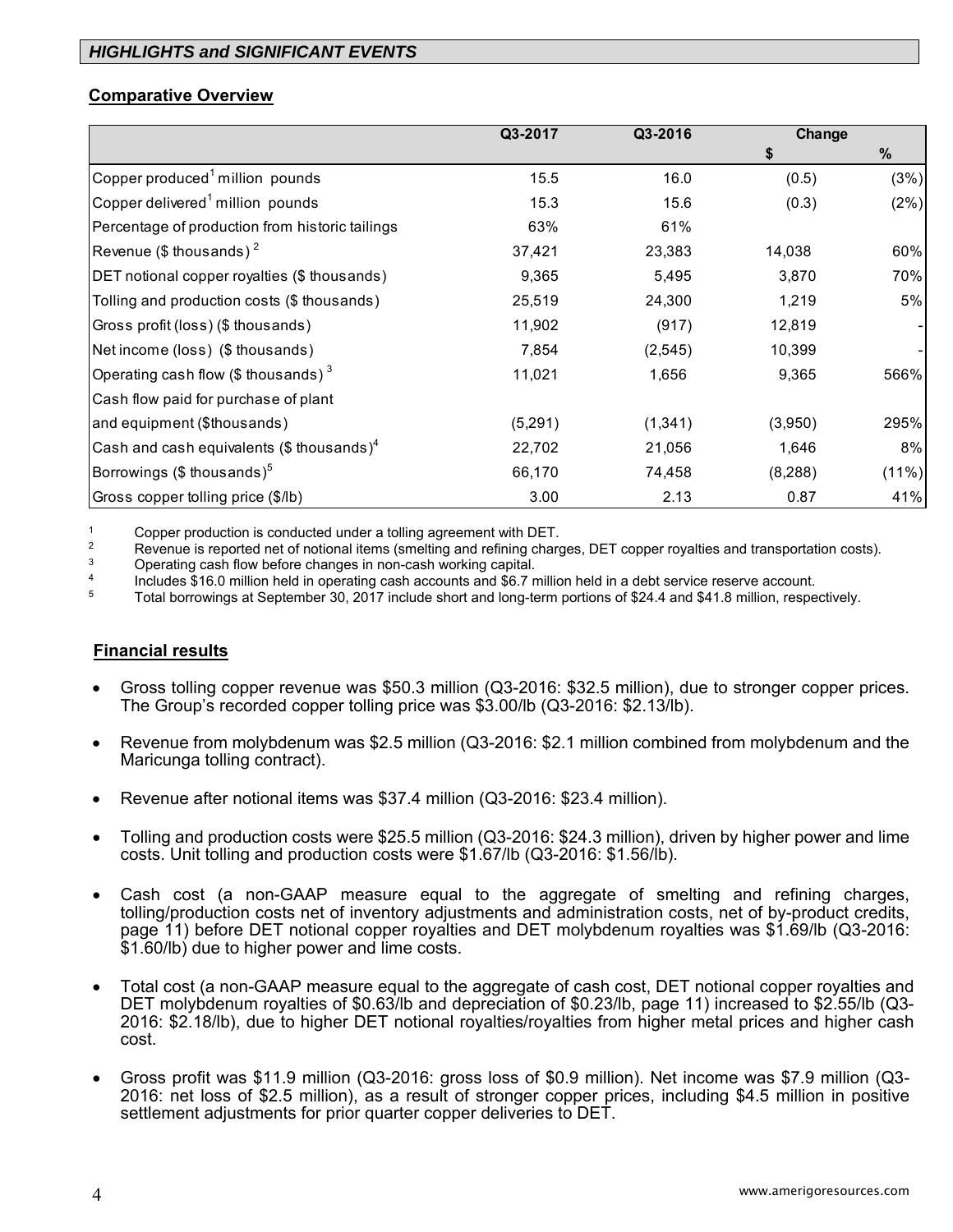## *HIGHLIGHTS and SIGNIFICANT EVENTS*

### Comparative Overview

| | Q3-2017 | Q3-2016 | Change | |
|---|---|---|---|---|
| | | | $ | % |
| Copper produced[1] million pounds | 15.5 | 16.0 | (0.5) | (3%) |
| Copper delivered[1] million pounds | 15.3 | 15.6 | (0.3) | (2%) |
| Percentage of production from historic tailings | 63% | 61% | | |
| Revenue ($ thousands) [2] | 37,421 | 23,383 | 14,038 | 60% |
| DET notional copper royalties ($ thousands) | 9,365 | 5,495 | 3,870 | 70% |
| Tolling and production costs ($ thousands) | 25,519 | 24,300 | 1,219 | 5% |
| Gross profit (loss) ($ thousands) | 11,902 | (917) | 12,819 | - |
| Net income (loss) ($ thousands) | 7,854 | (2,545) | 10,399 | - |
| Operating cash flow ($ thousands) [3] | 11,021 | 1,656 | 9,365 | 566% |
| Cash flow paid for purchase of plant and equipment ($thousands) | (5,291) | (1,341) | (3,950) | 295% |
| Cash and cash equivalents ($ thousands)[4] | 22,702 | 21,056 | 1,646 | 8% |
| Borrowings ($ thousands)[5] | 66,170 | 74,458 | (8,288) | (11%) |
| Gross copper tolling price ($/lb) | 3.00 | 2.13 | 0.87 | 41% |

[1] Copper production is conducted under a tolling agreement with DET.
[2] Revenue is reported net of notional items (smelting and refining charges, DET copper royalties and transportation costs).
[3] Operating cash flow before changes in non-cash working capital.
[4] Includes $16.0 million held in operating cash accounts and $6.7 million held in a debt service reserve account.
[5] Total borrowings at September 30, 2017 include short and long-term portions of $24.4 and $41.8 million, respectively.

### Financial results

- Gross tolling copper revenue was $50.3 million (Q3-2016: $32.5 million), due to stronger copper prices. The Group's recorded copper tolling price was $3.00/lb (Q3-2016: $2.13/lb).
- Revenue from molybdenum was $2.5 million (Q3-2016: $2.1 million combined from molybdenum and the Maricunga tolling contract).
- Revenue after notional items was $37.4 million (Q3-2016: $23.4 million).
- Tolling and production costs were $25.5 million (Q3-2016: $24.3 million), driven by higher power and lime costs. Unit tolling and production costs were $1.67/lb (Q3-2016: $1.56/lb).
- Cash cost (a non-GAAP measure equal to the aggregate of smelting and refining charges, tolling/production costs net of inventory adjustments and administration costs, net of by-product credits, page 11) before DET notional copper royalties and DET molybdenum royalties was $1.69/lb (Q3-2016: $1.60/lb) due to higher power and lime costs.
- Total cost (a non-GAAP measure equal to the aggregate of cash cost, DET notional copper royalties and DET molybdenum royalties of $0.63/lb and depreciation of $0.23/lb, page 11) increased to $2.55/lb (Q3-2016: $2.18/lb), due to higher DET notional royalties/royalties from higher metal prices and higher cash cost.
- Gross profit was $11.9 million (Q3-2016: gross loss of $0.9 million). Net income was $7.9 million (Q3-2016: net loss of $2.5 million), as a result of stronger copper prices, including $4.5 million in positive settlement adjustments for prior quarter copper deliveries to DET.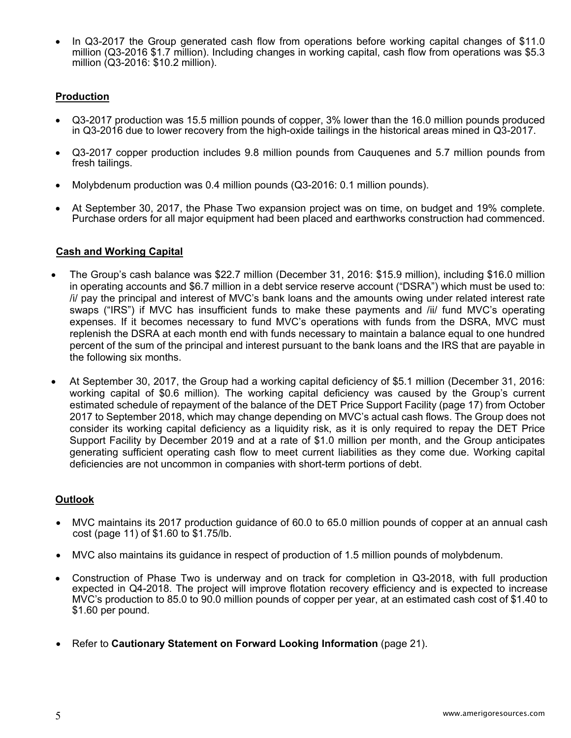- In Q3-2017 the Group generated cash flow from operations before working capital changes of $11.0 million (Q3-2016 $1.7 million). Including changes in working capital, cash flow from operations was $5.3 million (Q3-2016: $10.2 million).

## Production

- Q3-2017 production was 15.5 million pounds of copper, 3% lower than the 16.0 million pounds produced in Q3-2016 due to lower recovery from the high-oxide tailings in the historical areas mined in Q3-2017.
- Q3-2017 copper production includes 9.8 million pounds from Cauquenes and 5.7 million pounds from fresh tailings.
- Molybdenum production was 0.4 million pounds (Q3-2016: 0.1 million pounds).
- At September 30, 2017, the Phase Two expansion project was on time, on budget and 19% complete. Purchase orders for all major equipment had been placed and earthworks construction had commenced.

## Cash and Working Capital

- The Group's cash balance was $22.7 million (December 31, 2016: $15.9 million), including $16.0 million in operating accounts and $6.7 million in a debt service reserve account ("DSRA") which must be used to: /i/ pay the principal and interest of MVC's bank loans and the amounts owing under related interest rate swaps ("IRS") if MVC has insufficient funds to make these payments and /ii/ fund MVC's operating expenses. If it becomes necessary to fund MVC's operations with funds from the DSRA, MVC must replenish the DSRA at each month end with funds necessary to maintain a balance equal to one hundred percent of the sum of the principal and interest pursuant to the bank loans and the IRS that are payable in the following six months.
- At September 30, 2017, the Group had a working capital deficiency of $5.1 million (December 31, 2016: working capital of $0.6 million). The working capital deficiency was caused by the Group's current estimated schedule of repayment of the balance of the DET Price Support Facility (page 17) from October 2017 to September 2018, which may change depending on MVC's actual cash flows. The Group does not consider its working capital deficiency as a liquidity risk, as it is only required to repay the DET Price Support Facility by December 2019 and at a rate of $1.0 million per month, and the Group anticipates generating sufficient operating cash flow to meet current liabilities as they come due. Working capital deficiencies are not uncommon in companies with short-term portions of debt.

## Outlook

- MVC maintains its 2017 production guidance of 60.0 to 65.0 million pounds of copper at an annual cash cost (page 11) of $1.60 to $1.75/lb.
- MVC also maintains its guidance in respect of production of 1.5 million pounds of molybdenum.
- Construction of Phase Two is underway and on track for completion in Q3-2018, with full production expected in Q4-2018. The project will improve flotation recovery efficiency and is expected to increase MVC's production to 85.0 to 90.0 million pounds of copper per year, at an estimated cash cost of $1.40 to $1.60 per pound.
- Refer to **Cautionary Statement on Forward Looking Information** (page 21).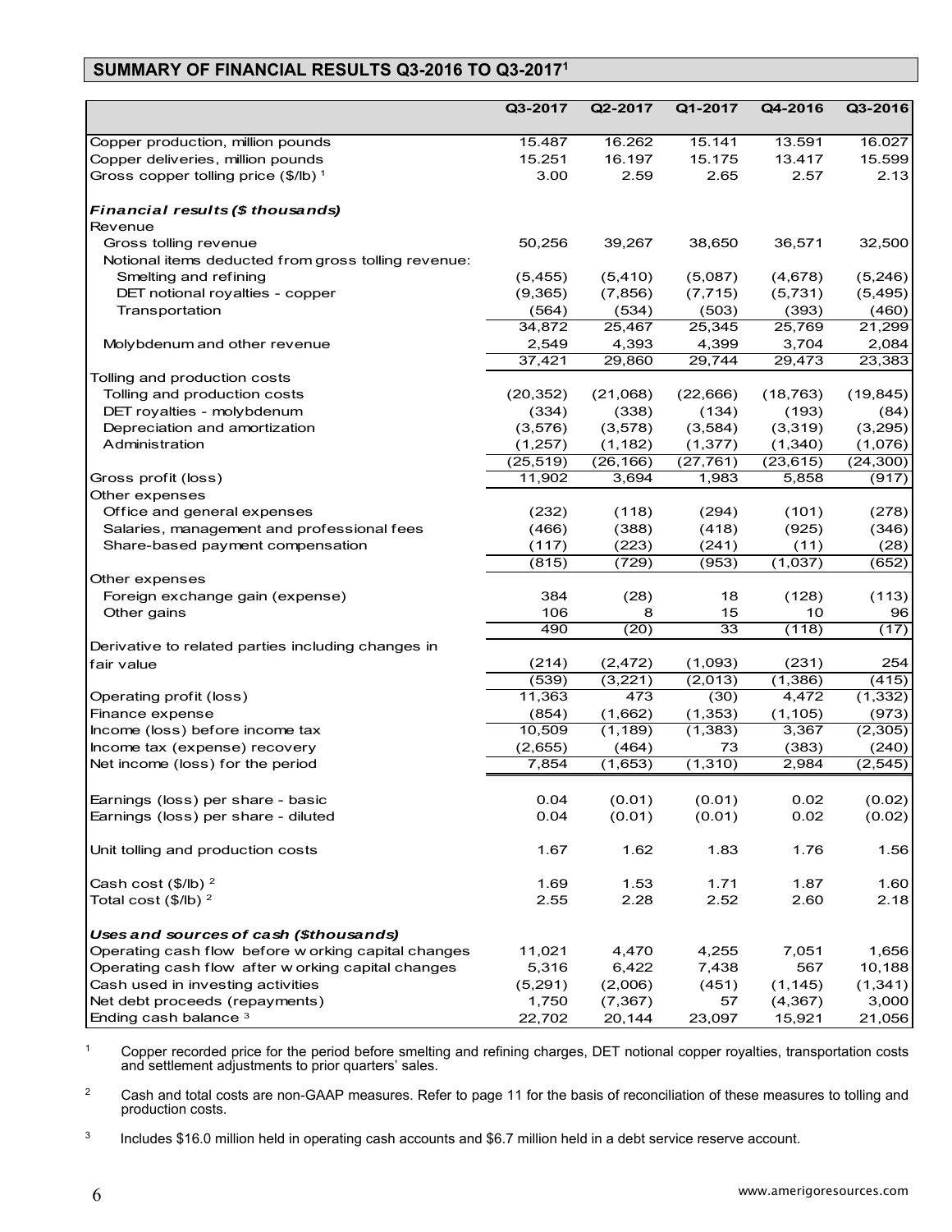## SUMMARY OF FINANCIAL RESULTS Q3-2016 TO Q3-2017[1]

| | Q3-2017 | Q2-2017 | Q1-2017 | Q4-2016 | Q3-2016 |
|---|---|---|---|---|---|
| Copper production, million pounds | 15.487 | 16.262 | 15.141 | 13.591 | 16.027 |
| Copper deliveries, million pounds | 15.251 | 16.197 | 15.175 | 13.417 | 15.599 |
| Gross copper tolling price ($/lb) [1] | 3.00 | 2.59 | 2.65 | 2.57 | 2.13 |
| ***Financial results ($ thousands)*** | | | | | |
| Revenue | | | | | |
| Gross tolling revenue | 50,256 | 39,267 | 38,650 | 36,571 | 32,500 |
| Notional items deducted from gross tolling revenue: | | | | | |
| Smelting and refining | (5,455) | (5,410) | (5,087) | (4,678) | (5,246) |
| DET notional royalties - copper | (9,365) | (7,856) | (7,715) | (5,731) | (5,495) |
| Transportation | (564) | (534) | (503) | (393) | (460) |
| | 34,872 | 25,467 | 25,345 | 25,769 | 21,299 |
| Molybdenum and other revenue | 2,549 | 4,393 | 4,399 | 3,704 | 2,084 |
| | 37,421 | 29,860 | 29,744 | 29,473 | 23,383 |
| Tolling and production costs | | | | | |
| Tolling and production costs | (20,352) | (21,068) | (22,666) | (18,763) | (19,845) |
| DET royalties - molybdenum | (334) | (338) | (134) | (193) | (84) |
| Depreciation and amortization | (3,576) | (3,578) | (3,584) | (3,319) | (3,295) |
| Administration | (1,257) | (1,182) | (1,377) | (1,340) | (1,076) |
| | (25,519) | (26,166) | (27,761) | (23,615) | (24,300) |
| Gross profit (loss) | 11,902 | 3,694 | 1,983 | 5,858 | (917) |
| Other expenses | | | | | |
| Office and general expenses | (232) | (118) | (294) | (101) | (278) |
| Salaries, management and professional fees | (466) | (388) | (418) | (925) | (346) |
| Share-based payment compensation | (117) | (223) | (241) | (11) | (28) |
| | (815) | (729) | (953) | (1,037) | (652) |
| Other expenses | | | | | |
| Foreign exchange gain (expense) | 384 | (28) | 18 | (128) | (113) |
| Other gains | 106 | 8 | 15 | 10 | 96 |
| | 490 | (20) | 33 | (118) | (17) |
| Derivative to related parties including changes in fair value | (214) | (2,472) | (1,093) | (231) | 254 |
| | (539) | (3,221) | (2,013) | (1,386) | (415) |
| Operating profit (loss) | 11,363 | 473 | (30) | 4,472 | (1,332) |
| Finance expense | (854) | (1,662) | (1,353) | (1,105) | (973) |
| Income (loss) before income tax | 10,509 | (1,189) | (1,383) | 3,367 | (2,305) |
| Income tax (expense) recovery | (2,655) | (464) | 73 | (383) | (240) |
| Net income (loss) for the period | 7,854 | (1,653) | (1,310) | 2,984 | (2,545) |
| Earnings (loss) per share - basic | 0.04 | (0.01) | (0.01) | 0.02 | (0.02) |
| Earnings (loss) per share - diluted | 0.04 | (0.01) | (0.01) | 0.02 | (0.02) |
| Unit tolling and production costs | 1.67 | 1.62 | 1.83 | 1.76 | 1.56 |
| Cash cost ($/lb) [2] | 1.69 | 1.53 | 1.71 | 1.87 | 1.60 |
| Total cost ($/lb) [2] | 2.55 | 2.28 | 2.52 | 2.60 | 2.18 |
| ***Uses and sources of cash ($thousands)*** | | | | | |
| Operating cash flow before working capital changes | 11,021 | 4,470 | 4,255 | 7,051 | 1,656 |
| Operating cash flow after working capital changes | 5,316 | 6,422 | 7,438 | 567 | 10,188 |
| Cash used in investing activities | (5,291) | (2,006) | (451) | (1,145) | (1,341) |
| Net debt proceeds (repayments) | 1,750 | (7,367) | 57 | (4,367) | 3,000 |
| Ending cash balance [3] | 22,702 | 20,144 | 23,097 | 15,921 | 21,056 |

[1] Copper recorded price for the period before smelting and refining charges, DET notional copper royalties, transportation costs and settlement adjustments to prior quarters' sales.

[2] Cash and total costs are non-GAAP measures. Refer to page 11 for the basis of reconciliation of these measures to tolling and production costs.

[3] Includes $16.0 million held in operating cash accounts and $6.7 million held in a debt service reserve account.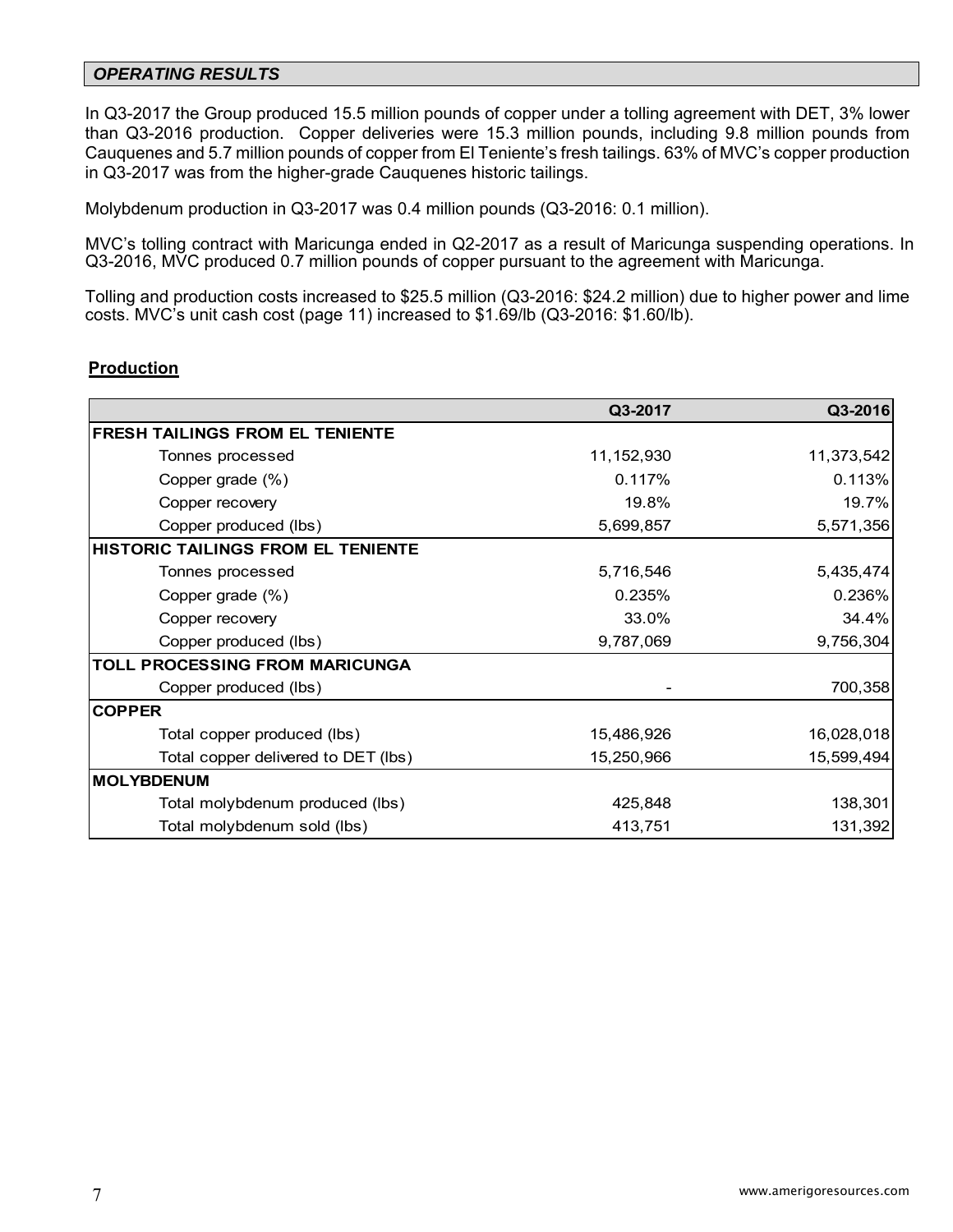## *OPERATING RESULTS*

In Q3-2017 the Group produced 15.5 million pounds of copper under a tolling agreement with DET, 3% lower than Q3-2016 production. Copper deliveries were 15.3 million pounds, including 9.8 million pounds from Cauquenes and 5.7 million pounds of copper from El Teniente's fresh tailings. 63% of MVC's copper production in Q3-2017 was from the higher-grade Cauquenes historic tailings.

Molybdenum production in Q3-2017 was 0.4 million pounds (Q3-2016: 0.1 million).

MVC's tolling contract with Maricunga ended in Q2-2017 as a result of Maricunga suspending operations. In Q3-2016, MVC produced 0.7 million pounds of copper pursuant to the agreement with Maricunga.

Tolling and production costs increased to $25.5 million (Q3-2016: $24.2 million) due to higher power and lime costs. MVC's unit cash cost (page 11) increased to $1.69/lb (Q3-2016: $1.60/lb).

### Production

| | Q3-2017 | Q3-2016 |
|---|---|---|
| **FRESH TAILINGS FROM EL TENIENTE** | | |
| Tonnes processed | 11,152,930 | 11,373,542 |
| Copper grade (%) | 0.117% | 0.113% |
| Copper recovery | 19.8% | 19.7% |
| Copper produced (lbs) | 5,699,857 | 5,571,356 |
| **HISTORIC TAILINGS FROM EL TENIENTE** | | |
| Tonnes processed | 5,716,546 | 5,435,474 |
| Copper grade (%) | 0.235% | 0.236% |
| Copper recovery | 33.0% | 34.4% |
| Copper produced (lbs) | 9,787,069 | 9,756,304 |
| **TOLL PROCESSING FROM MARICUNGA** | | |
| Copper produced (lbs) | - | 700,358 |
| **COPPER** | | |
| Total copper produced (lbs) | 15,486,926 | 16,028,018 |
| Total copper delivered to DET (lbs) | 15,250,966 | 15,599,494 |
| **MOLYBDENUM** | | |
| Total molybdenum produced (lbs) | 425,848 | 138,301 |
| Total molybdenum sold (lbs) | 413,751 | 131,392 |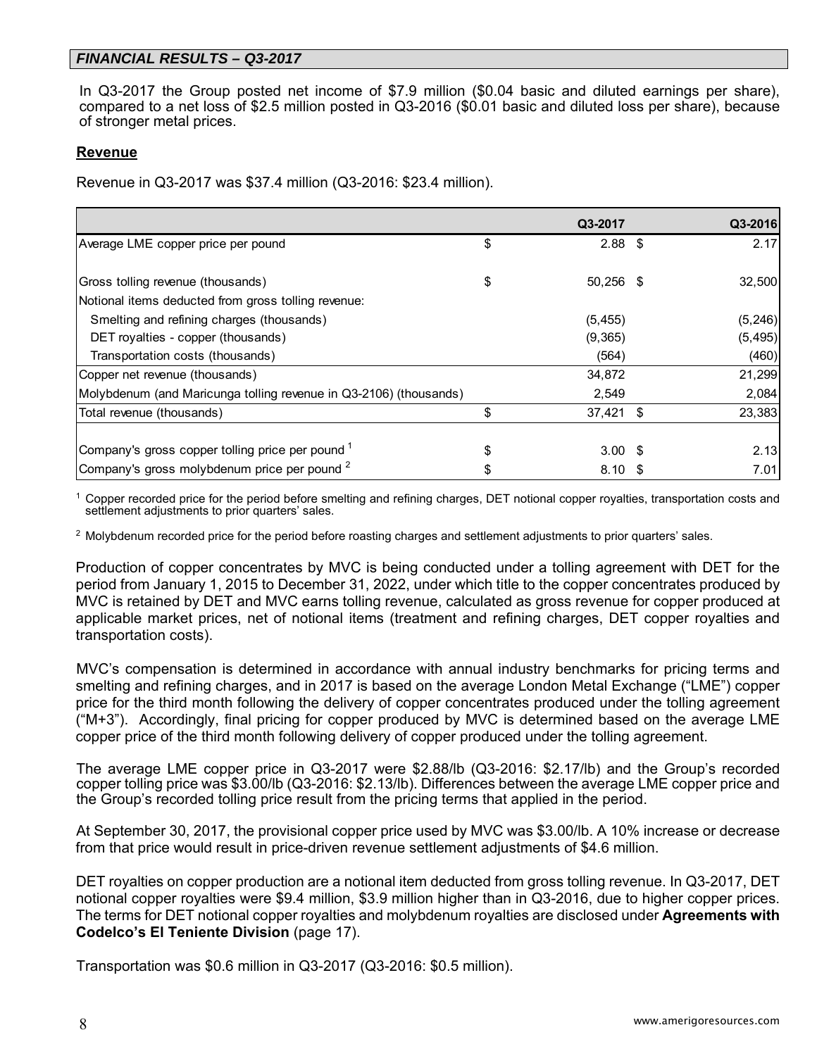## *FINANCIAL RESULTS – Q3-2017*

In Q3-2017 the Group posted net income of $7.9 million ($0.04 basic and diluted earnings per share), compared to a net loss of $2.5 million posted in Q3-2016 ($0.01 basic and diluted loss per share), because of stronger metal prices.

### Revenue

Revenue in Q3-2017 was $37.4 million (Q3-2016: $23.4 million).

| | | Q3-2017 | | Q3-2016 |
|---|---|---|---|---|
| Average LME copper price per pound | $ | 2.88 | $ | 2.17 |
| | | | | |
| Gross tolling revenue (thousands) | $ | 50,256 | $ | 32,500 |
| Notional items deducted from gross tolling revenue: | | | | |
| Smelting and refining charges (thousands) | | (5,455) | | (5,246) |
| DET royalties - copper (thousands) | | (9,365) | | (5,495) |
| Transportation costs (thousands) | | (564) | | (460) |
| Copper net revenue (thousands) | | 34,872 | | 21,299 |
| Molybdenum (and Maricunga tolling revenue in Q3-2106) (thousands) | | 2,549 | | 2,084 |
| Total revenue (thousands) | $ | 37,421 | $ | 23,383 |
| | | | | |
| Company's gross copper tolling price per pound [1] | $ | 3.00 | $ | 2.13 |
| Company's gross molybdenum price per pound [2] | $ | 8.10 | $ | 7.01 |

[1] Copper recorded price for the period before smelting and refining charges, DET notional copper royalties, transportation costs and settlement adjustments to prior quarters' sales.

[2] Molybdenum recorded price for the period before roasting charges and settlement adjustments to prior quarters' sales.

Production of copper concentrates by MVC is being conducted under a tolling agreement with DET for the period from January 1, 2015 to December 31, 2022, under which title to the copper concentrates produced by MVC is retained by DET and MVC earns tolling revenue, calculated as gross revenue for copper produced at applicable market prices, net of notional items (treatment and refining charges, DET copper royalties and transportation costs).

MVC's compensation is determined in accordance with annual industry benchmarks for pricing terms and smelting and refining charges, and in 2017 is based on the average London Metal Exchange ("LME") copper price for the third month following the delivery of copper concentrates produced under the tolling agreement ("M+3"). Accordingly, final pricing for copper produced by MVC is determined based on the average LME copper price of the third month following delivery of copper produced under the tolling agreement.

The average LME copper price in Q3-2017 were $2.88/lb (Q3-2016: $2.17/lb) and the Group's recorded copper tolling price was $3.00/lb (Q3-2016: $2.13/lb). Differences between the average LME copper price and the Group's recorded tolling price result from the pricing terms that applied in the period.

At September 30, 2017, the provisional copper price used by MVC was $3.00/lb. A 10% increase or decrease from that price would result in price-driven revenue settlement adjustments of $4.6 million.

DET royalties on copper production are a notional item deducted from gross tolling revenue. In Q3-2017, DET notional copper royalties were $9.4 million, $3.9 million higher than in Q3-2016, due to higher copper prices. The terms for DET notional copper royalties and molybdenum royalties are disclosed under **Agreements with Codelco's El Teniente Division** (page 17).

Transportation was $0.6 million in Q3-2017 (Q3-2016: $0.5 million).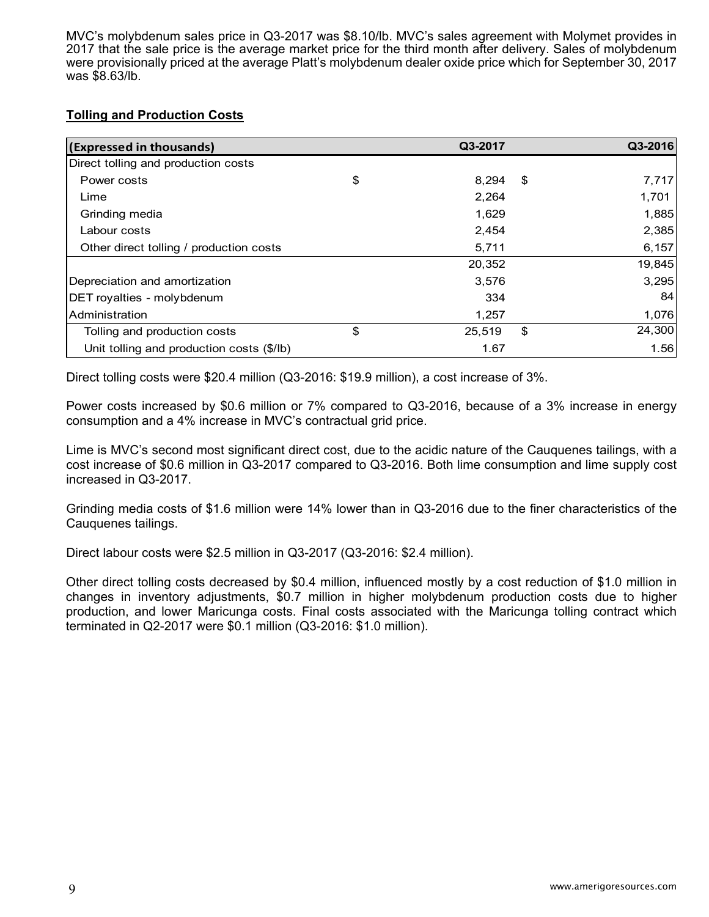MVC's molybdenum sales price in Q3-2017 was $8.10/lb. MVC's sales agreement with Molymet provides in 2017 that the sale price is the average market price for the third month after delivery. Sales of molybdenum were provisionally priced at the average Platt's molybdenum dealer oxide price which for September 30, 2017 was $8.63/lb.

## Tolling and Production Costs

| (Expressed in thousands) | | Q3-2017 | | Q3-2016 |
|---|---|---|---|---|
| Direct tolling and production costs | | | | |
| Power costs | $ | 8,294 | $ | 7,717 |
| Lime | | 2,264 | | 1,701 |
| Grinding media | | 1,629 | | 1,885 |
| Labour costs | | 2,454 | | 2,385 |
| Other direct tolling / production costs | | 5,711 | | 6,157 |
| | | 20,352 | | 19,845 |
| Depreciation and amortization | | 3,576 | | 3,295 |
| DET royalties - molybdenum | | 334 | | 84 |
| Administration | | 1,257 | | 1,076 |
| Tolling and production costs | $ | 25,519 | $ | 24,300 |
| Unit tolling and production costs ($/lb) | | 1.67 | | 1.56 |

Direct tolling costs were $20.4 million (Q3-2016: $19.9 million), a cost increase of 3%.

Power costs increased by $0.6 million or 7% compared to Q3-2016, because of a 3% increase in energy consumption and a 4% increase in MVC's contractual grid price.

Lime is MVC's second most significant direct cost, due to the acidic nature of the Cauquenes tailings, with a cost increase of $0.6 million in Q3-2017 compared to Q3-2016. Both lime consumption and lime supply cost increased in Q3-2017.

Grinding media costs of $1.6 million were 14% lower than in Q3-2016 due to the finer characteristics of the Cauquenes tailings.

Direct labour costs were $2.5 million in Q3-2017 (Q3-2016: $2.4 million).

Other direct tolling costs decreased by $0.4 million, influenced mostly by a cost reduction of $1.0 million in changes in inventory adjustments, $0.7 million in higher molybdenum production costs due to higher production, and lower Maricunga costs. Final costs associated with the Maricunga tolling contract which terminated in Q2-2017 were $0.1 million (Q3-2016: $1.0 million).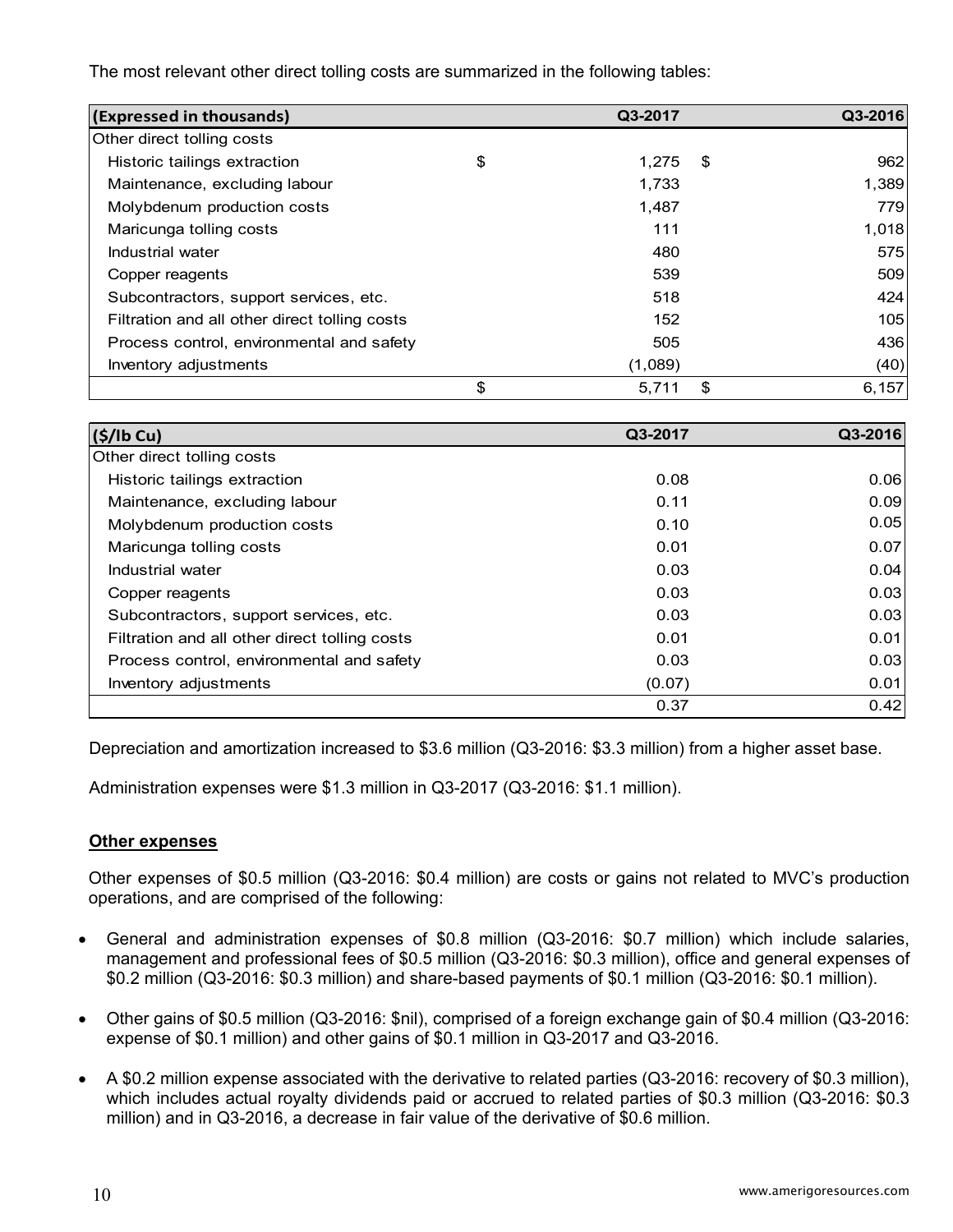The most relevant other direct tolling costs are summarized in the following tables:

| (Expressed in thousands) | | Q3-2017 | | Q3-2016 |
|---|---|---|---|---|
| Other direct tolling costs | | | | |
| Historic tailings extraction | $ | 1,275 | $ | 962 |
| Maintenance, excluding labour | | 1,733 | | 1,389 |
| Molybdenum production costs | | 1,487 | | 779 |
| Maricunga tolling costs | | 111 | | 1,018 |
| Industrial water | | 480 | | 575 |
| Copper reagents | | 539 | | 509 |
| Subcontractors, support services, etc. | | 518 | | 424 |
| Filtration and all other direct tolling costs | | 152 | | 105 |
| Process control, environmental and safety | | 505 | | 436 |
| Inventory adjustments | | (1,089) | | (40) |
| | $ | 5,711 | $ | 6,157 |

| ($/lb Cu) | Q3-2017 | Q3-2016 |
|---|---|---|
| Other direct tolling costs | | |
| Historic tailings extraction | 0.08 | 0.06 |
| Maintenance, excluding labour | 0.11 | 0.09 |
| Molybdenum production costs | 0.10 | 0.05 |
| Maricunga tolling costs | 0.01 | 0.07 |
| Industrial water | 0.03 | 0.04 |
| Copper reagents | 0.03 | 0.03 |
| Subcontractors, support services, etc. | 0.03 | 0.03 |
| Filtration and all other direct tolling costs | 0.01 | 0.01 |
| Process control, environmental and safety | 0.03 | 0.03 |
| Inventory adjustments | (0.07) | 0.01 |
| | 0.37 | 0.42 |

Depreciation and amortization increased to $3.6 million (Q3-2016: $3.3 million) from a higher asset base.

Administration expenses were $1.3 million in Q3-2017 (Q3-2016: $1.1 million).

**Other expenses**

Other expenses of $0.5 million (Q3-2016: $0.4 million) are costs or gains not related to MVC's production operations, and are comprised of the following:

- General and administration expenses of $0.8 million (Q3-2016: $0.7 million) which include salaries, management and professional fees of $0.5 million (Q3-2016: $0.3 million), office and general expenses of $0.2 million (Q3-2016: $0.3 million) and share-based payments of $0.1 million (Q3-2016: $0.1 million).
- Other gains of $0.5 million (Q3-2016: $nil), comprised of a foreign exchange gain of $0.4 million (Q3-2016: expense of $0.1 million) and other gains of $0.1 million in Q3-2017 and Q3-2016.
- A $0.2 million expense associated with the derivative to related parties (Q3-2016: recovery of $0.3 million), which includes actual royalty dividends paid or accrued to related parties of $0.3 million (Q3-2016: $0.3 million) and in Q3-2016, a decrease in fair value of the derivative of $0.6 million.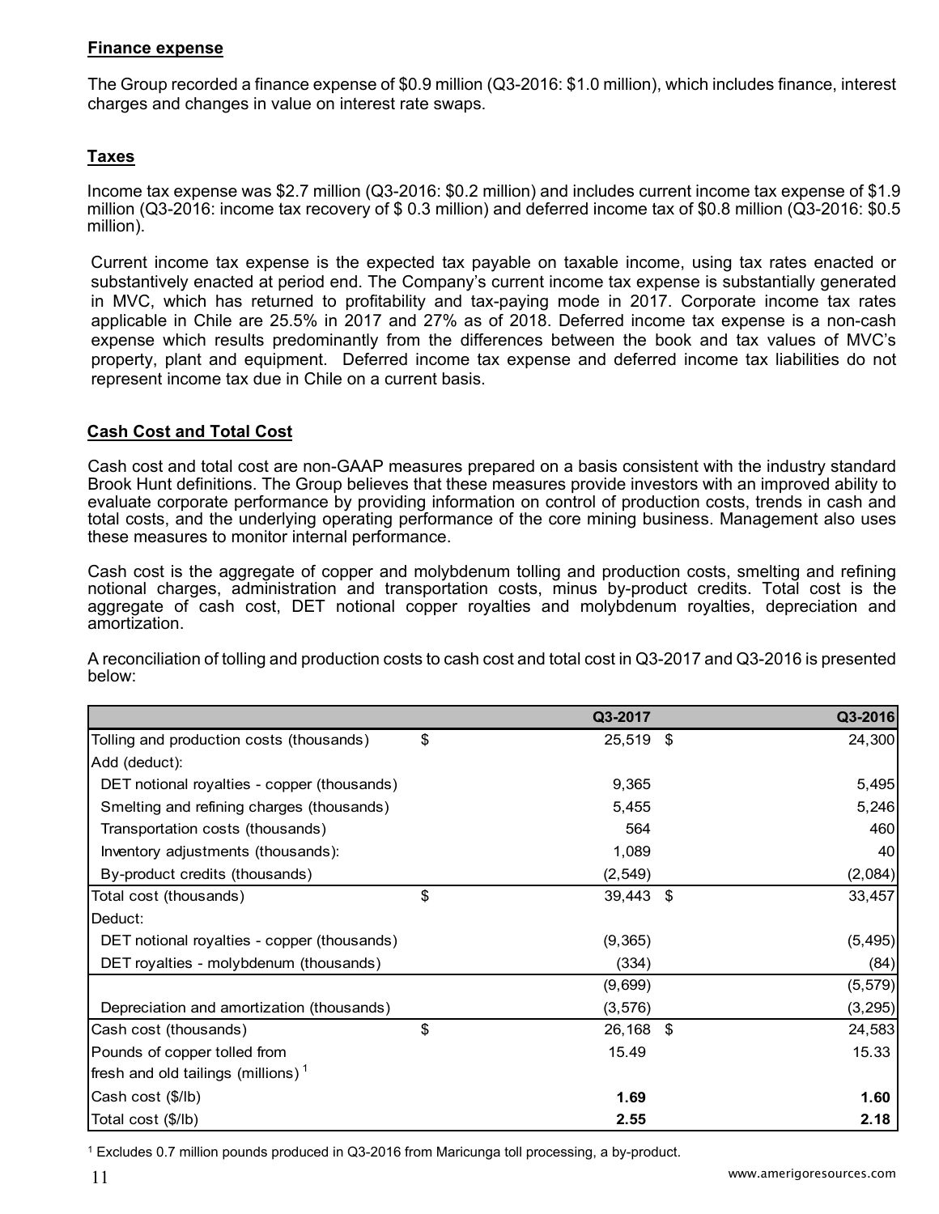**Finance expense**

The Group recorded a finance expense of $0.9 million (Q3-2016: $1.0 million), which includes finance, interest charges and changes in value on interest rate swaps.

**Taxes**

Income tax expense was $2.7 million (Q3-2016: $0.2 million) and includes current income tax expense of $1.9 million (Q3-2016: income tax recovery of $ 0.3 million) and deferred income tax of $0.8 million (Q3-2016: $0.5 million).

Current income tax expense is the expected tax payable on taxable income, using tax rates enacted or substantively enacted at period end. The Company's current income tax expense is substantially generated in MVC, which has returned to profitability and tax-paying mode in 2017. Corporate income tax rates applicable in Chile are 25.5% in 2017 and 27% as of 2018. Deferred income tax expense is a non-cash expense which results predominantly from the differences between the book and tax values of MVC's property, plant and equipment. Deferred income tax expense and deferred income tax liabilities do not represent income tax due in Chile on a current basis.

**Cash Cost and Total Cost**

Cash cost and total cost are non-GAAP measures prepared on a basis consistent with the industry standard Brook Hunt definitions. The Group believes that these measures provide investors with an improved ability to evaluate corporate performance by providing information on control of production costs, trends in cash and total costs, and the underlying operating performance of the core mining business. Management also uses these measures to monitor internal performance.

Cash cost is the aggregate of copper and molybdenum tolling and production costs, smelting and refining notional charges, administration and transportation costs, minus by-product credits. Total cost is the aggregate of cash cost, DET notional copper royalties and molybdenum royalties, depreciation and amortization.

A reconciliation of tolling and production costs to cash cost and total cost in Q3-2017 and Q3-2016 is presented below:

| | | Q3-2017 | | Q3-2016 |
|---|---|---|---|---|
| Tolling and production costs (thousands) | $ | 25,519 | $ | 24,300 |
| Add (deduct): | | | | |
| DET notional royalties - copper (thousands) | | 9,365 | | 5,495 |
| Smelting and refining charges (thousands) | | 5,455 | | 5,246 |
| Transportation costs (thousands) | | 564 | | 460 |
| Inventory adjustments (thousands): | | 1,089 | | 40 |
| By-product credits (thousands) | | (2,549) | | (2,084) |
| Total cost (thousands) | $ | 39,443 | $ | 33,457 |
| Deduct: | | | | |
| DET notional royalties - copper (thousands) | | (9,365) | | (5,495) |
| DET royalties - molybdenum (thousands) | | (334) | | (84) |
| | | (9,699) | | (5,579) |
| Depreciation and amortization (thousands) | | (3,576) | | (3,295) |
| Cash cost (thousands) | $ | 26,168 | $ | 24,583 |
| Pounds of copper tolled from fresh and old tailings (millions) [1] | | 15.49 | | 15.33 |
| Cash cost ($/lb) | | **1.69** | | **1.60** |
| Total cost ($/lb) | | **2.55** | | **2.18** |

[1] Excludes 0.7 million pounds produced in Q3-2016 from Maricunga toll processing, a by-product.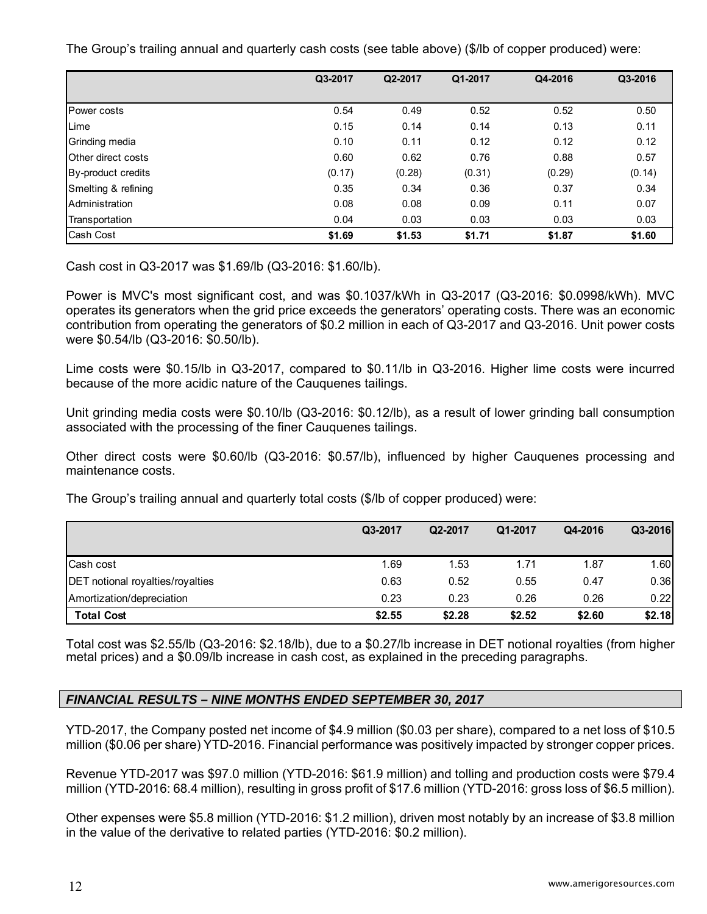The Group's trailing annual and quarterly cash costs (see table above) ($/lb of copper produced) were:

| | Q3-2017 | Q2-2017 | Q1-2017 | Q4-2016 | Q3-2016 |
|---|---|---|---|---|---|
| Power costs | 0.54 | 0.49 | 0.52 | 0.52 | 0.50 |
| Lime | 0.15 | 0.14 | 0.14 | 0.13 | 0.11 |
| Grinding media | 0.10 | 0.11 | 0.12 | 0.12 | 0.12 |
| Other direct costs | 0.60 | 0.62 | 0.76 | 0.88 | 0.57 |
| By-product credits | (0.17) | (0.28) | (0.31) | (0.29) | (0.14) |
| Smelting & refining | 0.35 | 0.34 | 0.36 | 0.37 | 0.34 |
| Administration | 0.08 | 0.08 | 0.09 | 0.11 | 0.07 |
| Transportation | 0.04 | 0.03 | 0.03 | 0.03 | 0.03 |
| Cash Cost | **$1.69** | **$1.53** | **$1.71** | **$1.87** | **$1.60** |

Cash cost in Q3-2017 was $1.69/lb (Q3-2016: $1.60/lb).

Power is MVC's most significant cost, and was $0.1037/kWh in Q3-2017 (Q3-2016: $0.0998/kWh). MVC operates its generators when the grid price exceeds the generators' operating costs. There was an economic contribution from operating the generators of $0.2 million in each of Q3-2017 and Q3-2016. Unit power costs were $0.54/lb (Q3-2016: $0.50/lb).

Lime costs were $0.15/lb in Q3-2017, compared to $0.11/lb in Q3-2016. Higher lime costs were incurred because of the more acidic nature of the Cauquenes tailings.

Unit grinding media costs were $0.10/lb (Q3-2016: $0.12/lb), as a result of lower grinding ball consumption associated with the processing of the finer Cauquenes tailings.

Other direct costs were $0.60/lb (Q3-2016: $0.57/lb), influenced by higher Cauquenes processing and maintenance costs.

The Group's trailing annual and quarterly total costs ($/lb of copper produced) were:

| | Q3-2017 | Q2-2017 | Q1-2017 | Q4-2016 | Q3-2016 |
|---|---|---|---|---|---|
| Cash cost | 1.69 | 1.53 | 1.71 | 1.87 | 1.60 |
| DET notional royalties/royalties | 0.63 | 0.52 | 0.55 | 0.47 | 0.36 |
| Amortization/depreciation | 0.23 | 0.23 | 0.26 | 0.26 | 0.22 |
| **Total Cost** | **$2.55** | **$2.28** | **$2.52** | **$2.60** | **$2.18** |

Total cost was $2.55/lb (Q3-2016: $2.18/lb), due to a $0.27/lb increase in DET notional royalties (from higher metal prices) and a $0.09/lb increase in cash cost, as explained in the preceding paragraphs.

## *FINANCIAL RESULTS – NINE MONTHS ENDED SEPTEMBER 30, 2017*

YTD-2017, the Company posted net income of $4.9 million ($0.03 per share), compared to a net loss of $10.5 million ($0.06 per share) YTD-2016. Financial performance was positively impacted by stronger copper prices.

Revenue YTD-2017 was $97.0 million (YTD-2016: $61.9 million) and tolling and production costs were $79.4 million (YTD-2016: 68.4 million), resulting in gross profit of $17.6 million (YTD-2016: gross loss of $6.5 million).

Other expenses were $5.8 million (YTD-2016: $1.2 million), driven most notably by an increase of $3.8 million in the value of the derivative to related parties (YTD-2016: $0.2 million).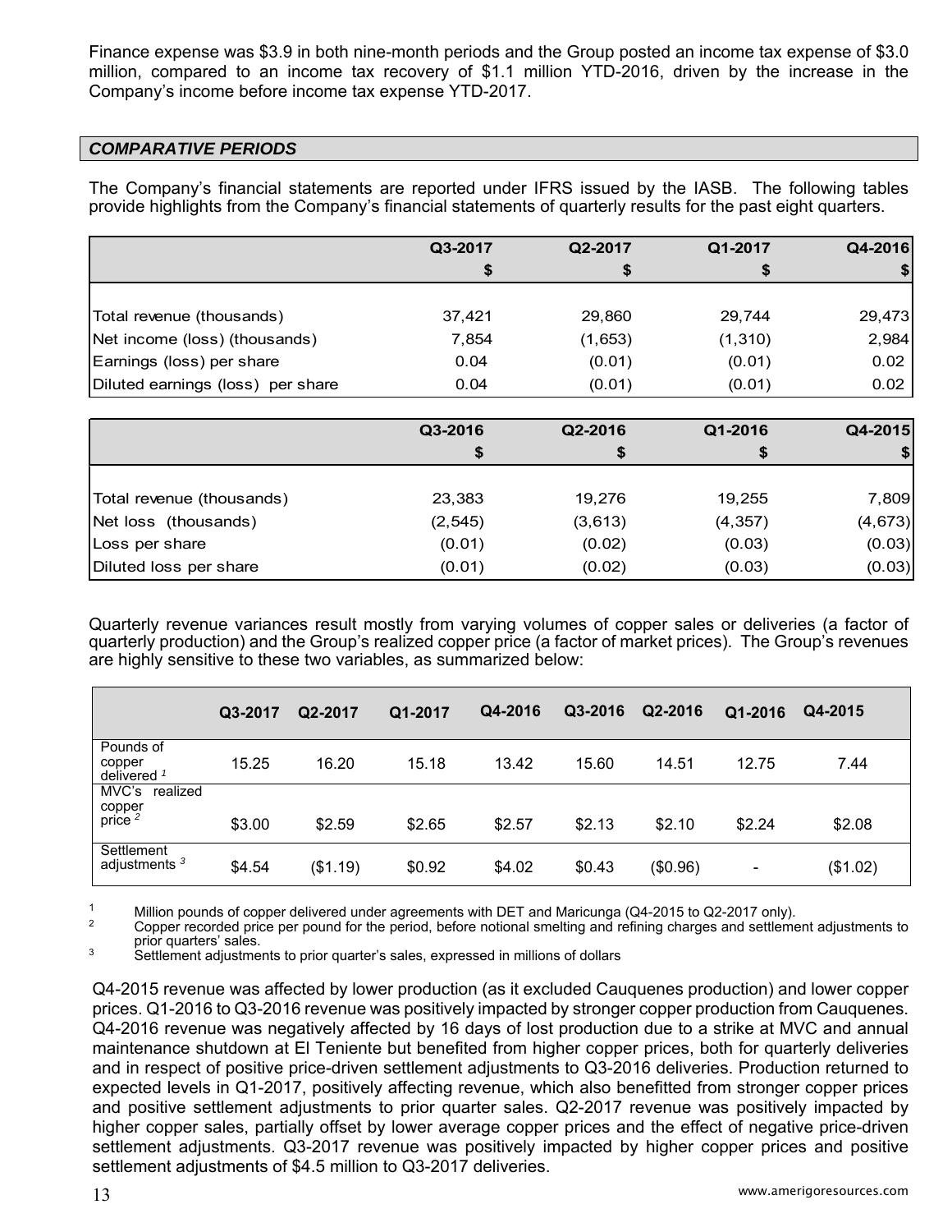Finance expense was $3.9 in both nine-month periods and the Group posted an income tax expense of $3.0 million, compared to an income tax recovery of $1.1 million YTD-2016, driven by the increase in the Company's income before income tax expense YTD-2017.

## *COMPARATIVE PERIODS*

The Company's financial statements are reported under IFRS issued by the IASB. The following tables provide highlights from the Company's financial statements of quarterly results for the past eight quarters.

| | Q3-2017 | Q2-2017 | Q1-2017 | Q4-2016 |
|---|---|---|---|---|
| | $ | $ | $ | $ |
| Total revenue (thousands) | 37,421 | 29,860 | 29,744 | 29,473 |
| Net income (loss) (thousands) | 7,854 | (1,653) | (1,310) | 2,984 |
| Earnings (loss) per share | 0.04 | (0.01) | (0.01) | 0.02 |
| Diluted earnings (loss) per share | 0.04 | (0.01) | (0.01) | 0.02 |

| | Q3-2016 | Q2-2016 | Q1-2016 | Q4-2015 |
|---|---|---|---|---|
| | $ | $ | $ | $ |
| Total revenue (thousands) | 23,383 | 19,276 | 19,255 | 7,809 |
| Net loss (thousands) | (2,545) | (3,613) | (4,357) | (4,673) |
| Loss per share | (0.01) | (0.02) | (0.03) | (0.03) |
| Diluted loss per share | (0.01) | (0.02) | (0.03) | (0.03) |

Quarterly revenue variances result mostly from varying volumes of copper sales or deliveries (a factor of quarterly production) and the Group's realized copper price (a factor of market prices). The Group's revenues are highly sensitive to these two variables, as summarized below:

| | Q3-2017 | Q2-2017 | Q1-2017 | Q4-2016 | Q3-2016 | Q2-2016 | Q1-2016 | Q4-2015 |
|---|---|---|---|---|---|---|---|---|
| Pounds of copper delivered [1] | 15.25 | 16.20 | 15.18 | 13.42 | 15.60 | 14.51 | 12.75 | 7.44 |
| MVC's realized copper price [2] | $3.00 | $2.59 | $2.65 | $2.57 | $2.13 | $2.10 | $2.24 | $2.08 |
| Settlement adjustments [3] | $4.54 | ($1.19) | $0.92 | $4.02 | $0.43 | ($0.96) | - | ($1.02) |

[1] Million pounds of copper delivered under agreements with DET and Maricunga (Q4-2015 to Q2-2017 only).
[2] Copper recorded price per pound for the period, before notional smelting and refining charges and settlement adjustments to prior quarters' sales.
[3] Settlement adjustments to prior quarter's sales, expressed in millions of dollars

Q4-2015 revenue was affected by lower production (as it excluded Cauquenes production) and lower copper prices. Q1-2016 to Q3-2016 revenue was positively impacted by stronger copper production from Cauquenes. Q4-2016 revenue was negatively affected by 16 days of lost production due to a strike at MVC and annual maintenance shutdown at El Teniente but benefited from higher copper prices, both for quarterly deliveries and in respect of positive price-driven settlement adjustments to Q3-2016 deliveries. Production returned to expected levels in Q1-2017, positively affecting revenue, which also benefitted from stronger copper prices and positive settlement adjustments to prior quarter sales. Q2-2017 revenue was positively impacted by higher copper sales, partially offset by lower average copper prices and the effect of negative price-driven settlement adjustments. Q3-2017 revenue was positively impacted by higher copper prices and positive settlement adjustments of $4.5 million to Q3-2017 deliveries.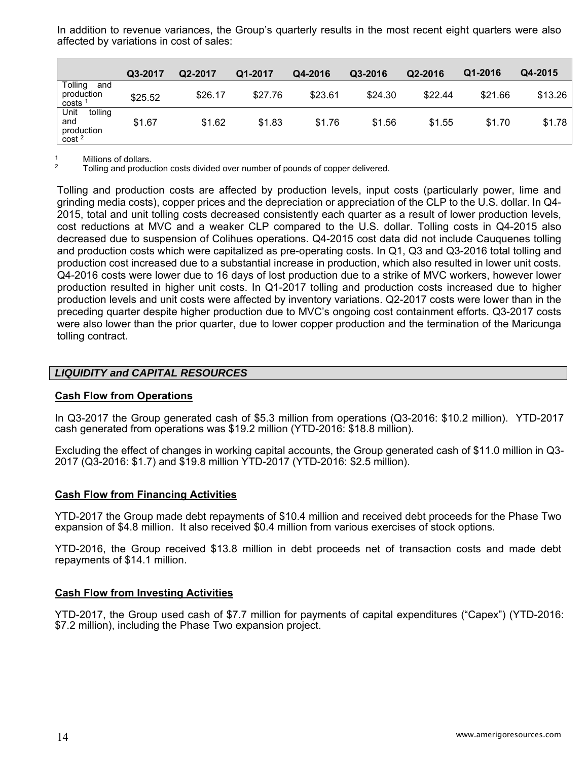In addition to revenue variances, the Group's quarterly results in the most recent eight quarters were also affected by variations in cost of sales:

| | Q3-2017 | Q2-2017 | Q1-2017 | Q4-2016 | Q3-2016 | Q2-2016 | Q1-2016 | Q4-2015 |
|---|---|---|---|---|---|---|---|---|
| Tolling and production costs [1] | $25.52 | $26.17 | $27.76 | $23.61 | $24.30 | $22.44 | $21.66 | $13.26 |
| Unit tolling and production cost [2] | $1.67 | $1.62 | $1.83 | $1.76 | $1.56 | $1.55 | $1.70 | $1.78 |

[1] Millions of dollars.
[2] Tolling and production costs divided over number of pounds of copper delivered.

Tolling and production costs are affected by production levels, input costs (particularly power, lime and grinding media costs), copper prices and the depreciation or appreciation of the CLP to the U.S. dollar. In Q4-2015, total and unit tolling costs decreased consistently each quarter as a result of lower production levels, cost reductions at MVC and a weaker CLP compared to the U.S. dollar. Tolling costs in Q4-2015 also decreased due to suspension of Colihues operations. Q4-2015 cost data did not include Cauquenes tolling and production costs which were capitalized as pre-operating costs. In Q1, Q3 and Q3-2016 total tolling and production cost increased due to a substantial increase in production, which also resulted in lower unit costs. Q4-2016 costs were lower due to 16 days of lost production due to a strike of MVC workers, however lower production resulted in higher unit costs. In Q1-2017 tolling and production costs increased due to higher production levels and unit costs were affected by inventory variations. Q2-2017 costs were lower than in the preceding quarter despite higher production due to MVC's ongoing cost containment efforts. Q3-2017 costs were also lower than the prior quarter, due to lower copper production and the termination of the Maricunga tolling contract.

## *LIQUIDITY and CAPITAL RESOURCES*

### Cash Flow from Operations

In Q3-2017 the Group generated cash of $5.3 million from operations (Q3-2016: $10.2 million). YTD-2017 cash generated from operations was $19.2 million (YTD-2016: $18.8 million).

Excluding the effect of changes in working capital accounts, the Group generated cash of $11.0 million in Q3-2017 (Q3-2016: $1.7) and $19.8 million YTD-2017 (YTD-2016: $2.5 million).

### Cash Flow from Financing Activities

YTD-2017 the Group made debt repayments of $10.4 million and received debt proceeds for the Phase Two expansion of $4.8 million. It also received $0.4 million from various exercises of stock options.

YTD-2016, the Group received $13.8 million in debt proceeds net of transaction costs and made debt repayments of $14.1 million.

### Cash Flow from Investing Activities

YTD-2017, the Group used cash of $7.7 million for payments of capital expenditures ("Capex") (YTD-2016: $7.2 million), including the Phase Two expansion project.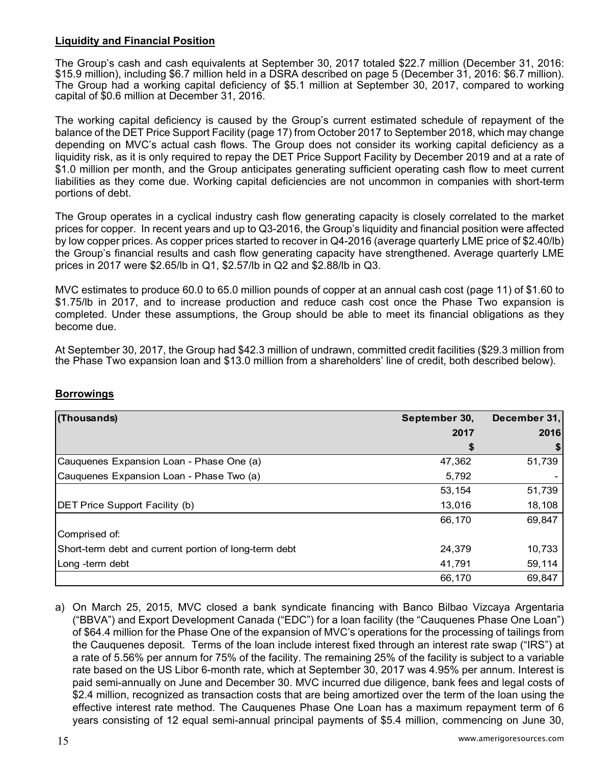## Liquidity and Financial Position

The Group's cash and cash equivalents at September 30, 2017 totaled $22.7 million (December 31, 2016: $15.9 million), including $6.7 million held in a DSRA described on page 5 (December 31, 2016: $6.7 million). The Group had a working capital deficiency of $5.1 million at September 30, 2017, compared to working capital of $0.6 million at December 31, 2016.

The working capital deficiency is caused by the Group's current estimated schedule of repayment of the balance of the DET Price Support Facility (page 17) from October 2017 to September 2018, which may change depending on MVC's actual cash flows. The Group does not consider its working capital deficiency as a liquidity risk, as it is only required to repay the DET Price Support Facility by December 2019 and at a rate of $1.0 million per month, and the Group anticipates generating sufficient operating cash flow to meet current liabilities as they come due. Working capital deficiencies are not uncommon in companies with short-term portions of debt.

The Group operates in a cyclical industry cash flow generating capacity is closely correlated to the market prices for copper. In recent years and up to Q3-2016, the Group's liquidity and financial position were affected by low copper prices. As copper prices started to recover in Q4-2016 (average quarterly LME price of $2.40/lb) the Group's financial results and cash flow generating capacity have strengthened. Average quarterly LME prices in 2017 were $2.65/lb in Q1, $2.57/lb in Q2 and $2.88/lb in Q3.

MVC estimates to produce 60.0 to 65.0 million pounds of copper at an annual cash cost (page 11) of $1.60 to $1.75/lb in 2017, and to increase production and reduce cash cost once the Phase Two expansion is completed. Under these assumptions, the Group should be able to meet its financial obligations as they become due.

At September 30, 2017, the Group had $42.3 million of undrawn, committed credit facilities ($29.3 million from the Phase Two expansion loan and $13.0 million from a shareholders' line of credit, both described below).

## Borrowings

| (Thousands) | September 30, 2017 $ | December 31, 2016 $ |
|---|---|---|
| Cauquenes Expansion Loan - Phase One (a) | 47,362 | 51,739 |
| Cauquenes Expansion Loan - Phase Two (a) | 5,792 | - |
| | 53,154 | 51,739 |
| DET Price Support Facility (b) | 13,016 | 18,108 |
| | 66,170 | 69,847 |
| Comprised of: | | |
| Short-term debt and current portion of long-term debt | 24,379 | 10,733 |
| Long -term debt | 41,791 | 59,114 |
| | 66,170 | 69,847 |

a) On March 25, 2015, MVC closed a bank syndicate financing with Banco Bilbao Vizcaya Argentaria ("BBVA") and Export Development Canada ("EDC") for a loan facility (the "Cauquenes Phase One Loan") of $64.4 million for the Phase One of the expansion of MVC's operations for the processing of tailings from the Cauquenes deposit. Terms of the loan include interest fixed through an interest rate swap ("IRS") at a rate of 5.56% per annum for 75% of the facility. The remaining 25% of the facility is subject to a variable rate based on the US Libor 6-month rate, which at September 30, 2017 was 4.95% per annum. Interest is paid semi-annually on June and December 30. MVC incurred due diligence, bank fees and legal costs of $2.4 million, recognized as transaction costs that are being amortized over the term of the loan using the effective interest rate method. The Cauquenes Phase One Loan has a maximum repayment term of 6 years consisting of 12 equal semi-annual principal payments of $5.4 million, commencing on June 30,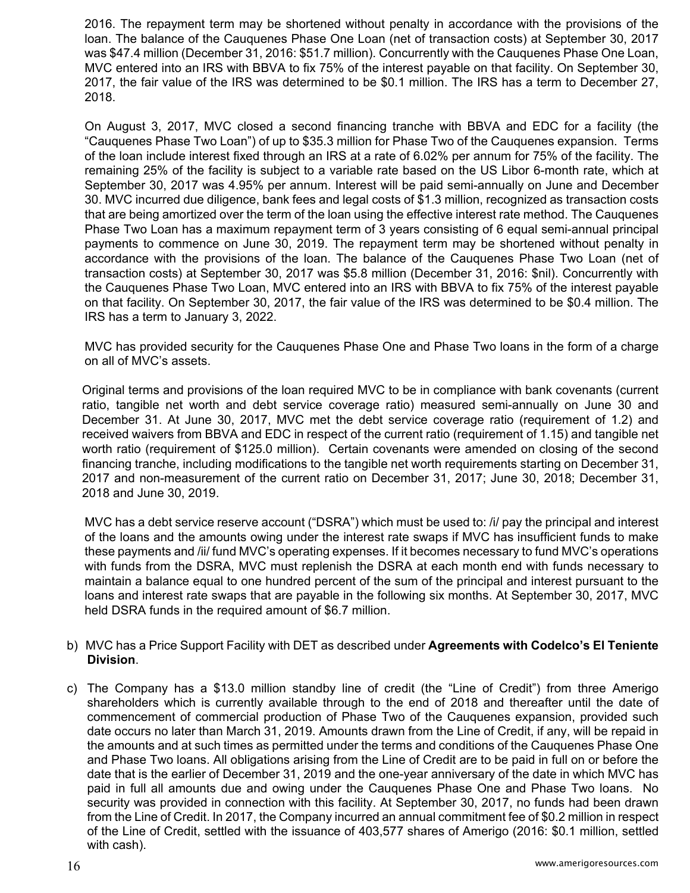2016. The repayment term may be shortened without penalty in accordance with the provisions of the loan. The balance of the Cauquenes Phase One Loan (net of transaction costs) at September 30, 2017 was $47.4 million (December 31, 2016: $51.7 million). Concurrently with the Cauquenes Phase One Loan, MVC entered into an IRS with BBVA to fix 75% of the interest payable on that facility. On September 30, 2017, the fair value of the IRS was determined to be $0.1 million. The IRS has a term to December 27, 2018.

On August 3, 2017, MVC closed a second financing tranche with BBVA and EDC for a facility (the "Cauquenes Phase Two Loan") of up to $35.3 million for Phase Two of the Cauquenes expansion. Terms of the loan include interest fixed through an IRS at a rate of 6.02% per annum for 75% of the facility. The remaining 25% of the facility is subject to a variable rate based on the US Libor 6-month rate, which at September 30, 2017 was 4.95% per annum. Interest will be paid semi-annually on June and December 30. MVC incurred due diligence, bank fees and legal costs of $1.3 million, recognized as transaction costs that are being amortized over the term of the loan using the effective interest rate method. The Cauquenes Phase Two Loan has a maximum repayment term of 3 years consisting of 6 equal semi-annual principal payments to commence on June 30, 2019. The repayment term may be shortened without penalty in accordance with the provisions of the loan. The balance of the Cauquenes Phase Two Loan (net of transaction costs) at September 30, 2017 was $5.8 million (December 31, 2016: $nil). Concurrently with the Cauquenes Phase Two Loan, MVC entered into an IRS with BBVA to fix 75% of the interest payable on that facility. On September 30, 2017, the fair value of the IRS was determined to be $0.4 million. The IRS has a term to January 3, 2022.

MVC has provided security for the Cauquenes Phase One and Phase Two loans in the form of a charge on all of MVC's assets.

Original terms and provisions of the loan required MVC to be in compliance with bank covenants (current ratio, tangible net worth and debt service coverage ratio) measured semi-annually on June 30 and December 31. At June 30, 2017, MVC met the debt service coverage ratio (requirement of 1.2) and received waivers from BBVA and EDC in respect of the current ratio (requirement of 1.15) and tangible net worth ratio (requirement of $125.0 million). Certain covenants were amended on closing of the second financing tranche, including modifications to the tangible net worth requirements starting on December 31, 2017 and non-measurement of the current ratio on December 31, 2017; June 30, 2018; December 31, 2018 and June 30, 2019.

MVC has a debt service reserve account ("DSRA") which must be used to: /i/ pay the principal and interest of the loans and the amounts owing under the interest rate swaps if MVC has insufficient funds to make these payments and /ii/ fund MVC's operating expenses. If it becomes necessary to fund MVC's operations with funds from the DSRA, MVC must replenish the DSRA at each month end with funds necessary to maintain a balance equal to one hundred percent of the sum of the principal and interest pursuant to the loans and interest rate swaps that are payable in the following six months. At September 30, 2017, MVC held DSRA funds in the required amount of $6.7 million.

b) MVC has a Price Support Facility with DET as described under **Agreements with Codelco's El Teniente Division**.

c) The Company has a $13.0 million standby line of credit (the "Line of Credit") from three Amerigo shareholders which is currently available through to the end of 2018 and thereafter until the date of commencement of commercial production of Phase Two of the Cauquenes expansion, provided such date occurs no later than March 31, 2019. Amounts drawn from the Line of Credit, if any, will be repaid in the amounts and at such times as permitted under the terms and conditions of the Cauquenes Phase One and Phase Two loans. All obligations arising from the Line of Credit are to be paid in full on or before the date that is the earlier of December 31, 2019 and the one-year anniversary of the date in which MVC has paid in full all amounts due and owing under the Cauquenes Phase One and Phase Two loans. No security was provided in connection with this facility. At September 30, 2017, no funds had been drawn from the Line of Credit. In 2017, the Company incurred an annual commitment fee of $0.2 million in respect of the Line of Credit, settled with the issuance of 403,577 shares of Amerigo (2016: $0.1 million, settled with cash).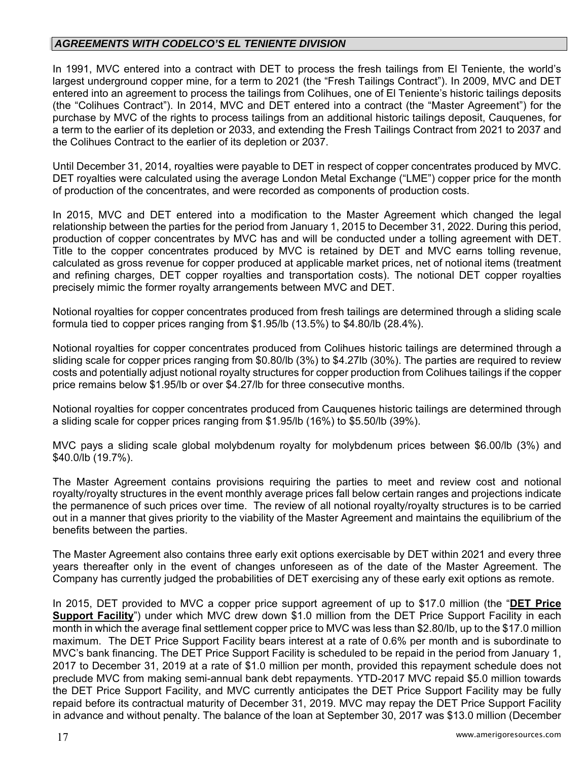## *AGREEMENTS WITH CODELCO'S EL TENIENTE DIVISION*

In 1991, MVC entered into a contract with DET to process the fresh tailings from El Teniente, the world's largest underground copper mine, for a term to 2021 (the "Fresh Tailings Contract"). In 2009, MVC and DET entered into an agreement to process the tailings from Colihues, one of El Teniente's historic tailings deposits (the "Colihues Contract"). In 2014, MVC and DET entered into a contract (the "Master Agreement") for the purchase by MVC of the rights to process tailings from an additional historic tailings deposit, Cauquenes, for a term to the earlier of its depletion or 2033, and extending the Fresh Tailings Contract from 2021 to 2037 and the Colihues Contract to the earlier of its depletion or 2037.

Until December 31, 2014, royalties were payable to DET in respect of copper concentrates produced by MVC. DET royalties were calculated using the average London Metal Exchange ("LME") copper price for the month of production of the concentrates, and were recorded as components of production costs.

In 2015, MVC and DET entered into a modification to the Master Agreement which changed the legal relationship between the parties for the period from January 1, 2015 to December 31, 2022. During this period, production of copper concentrates by MVC has and will be conducted under a tolling agreement with DET. Title to the copper concentrates produced by MVC is retained by DET and MVC earns tolling revenue, calculated as gross revenue for copper produced at applicable market prices, net of notional items (treatment and refining charges, DET copper royalties and transportation costs). The notional DET copper royalties precisely mimic the former royalty arrangements between MVC and DET.

Notional royalties for copper concentrates produced from fresh tailings are determined through a sliding scale formula tied to copper prices ranging from $1.95/lb (13.5%) to $4.80/lb (28.4%).

Notional royalties for copper concentrates produced from Colihues historic tailings are determined through a sliding scale for copper prices ranging from $0.80/lb (3%) to $4.27lb (30%). The parties are required to review costs and potentially adjust notional royalty structures for copper production from Colihues tailings if the copper price remains below $1.95/lb or over $4.27/lb for three consecutive months.

Notional royalties for copper concentrates produced from Cauquenes historic tailings are determined through a sliding scale for copper prices ranging from $1.95/lb (16%) to $5.50/lb (39%).

MVC pays a sliding scale global molybdenum royalty for molybdenum prices between $6.00/lb (3%) and $40.0/lb (19.7%).

The Master Agreement contains provisions requiring the parties to meet and review cost and notional royalty/royalty structures in the event monthly average prices fall below certain ranges and projections indicate the permanence of such prices over time. The review of all notional royalty/royalty structures is to be carried out in a manner that gives priority to the viability of the Master Agreement and maintains the equilibrium of the benefits between the parties.

The Master Agreement also contains three early exit options exercisable by DET within 2021 and every three years thereafter only in the event of changes unforeseen as of the date of the Master Agreement. The Company has currently judged the probabilities of DET exercising any of these early exit options as remote.

In 2015, DET provided to MVC a copper price support agreement of up to $17.0 million (the "**DET Price Support Facility**") under which MVC drew down $1.0 million from the DET Price Support Facility in each month in which the average final settlement copper price to MVC was less than $2.80/lb, up to the $17.0 million maximum. The DET Price Support Facility bears interest at a rate of 0.6% per month and is subordinate to MVC's bank financing. The DET Price Support Facility is scheduled to be repaid in the period from January 1, 2017 to December 31, 2019 at a rate of $1.0 million per month, provided this repayment schedule does not preclude MVC from making semi-annual bank debt repayments. YTD-2017 MVC repaid $5.0 million towards the DET Price Support Facility, and MVC currently anticipates the DET Price Support Facility may be fully repaid before its contractual maturity of December 31, 2019. MVC may repay the DET Price Support Facility in advance and without penalty. The balance of the loan at September 30, 2017 was $13.0 million (December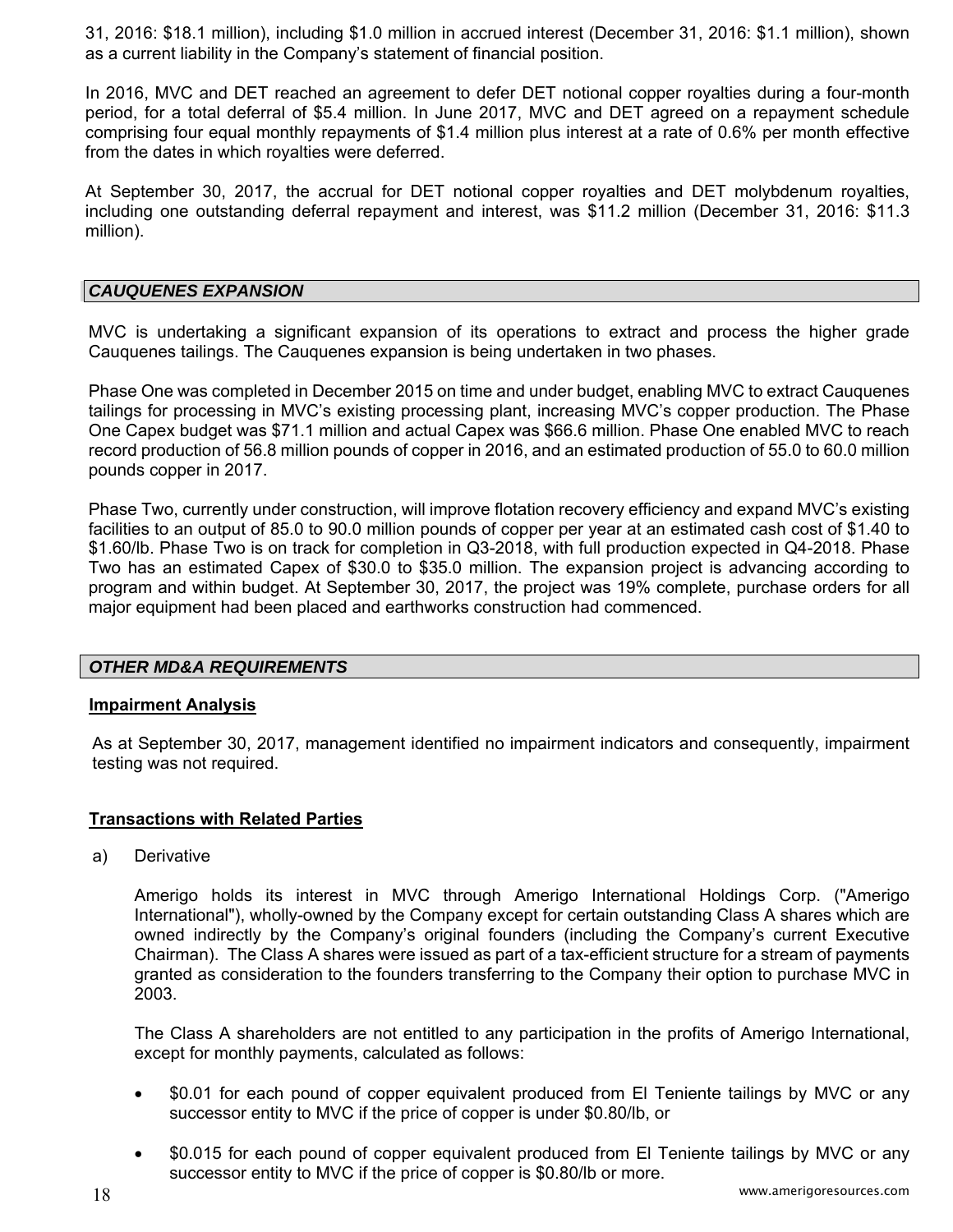31, 2016: $18.1 million), including $1.0 million in accrued interest (December 31, 2016: $1.1 million), shown as a current liability in the Company's statement of financial position.

In 2016, MVC and DET reached an agreement to defer DET notional copper royalties during a four-month period, for a total deferral of $5.4 million. In June 2017, MVC and DET agreed on a repayment schedule comprising four equal monthly repayments of $1.4 million plus interest at a rate of 0.6% per month effective from the dates in which royalties were deferred.

At September 30, 2017, the accrual for DET notional copper royalties and DET molybdenum royalties, including one outstanding deferral repayment and interest, was $11.2 million (December 31, 2016: $11.3 million).

## *CAUQUENES EXPANSION*

MVC is undertaking a significant expansion of its operations to extract and process the higher grade Cauquenes tailings. The Cauquenes expansion is being undertaken in two phases.

Phase One was completed in December 2015 on time and under budget, enabling MVC to extract Cauquenes tailings for processing in MVC's existing processing plant, increasing MVC's copper production. The Phase One Capex budget was $71.1 million and actual Capex was $66.6 million. Phase One enabled MVC to reach record production of 56.8 million pounds of copper in 2016, and an estimated production of 55.0 to 60.0 million pounds copper in 2017.

Phase Two, currently under construction, will improve flotation recovery efficiency and expand MVC's existing facilities to an output of 85.0 to 90.0 million pounds of copper per year at an estimated cash cost of $1.40 to $1.60/lb. Phase Two is on track for completion in Q3-2018, with full production expected in Q4-2018. Phase Two has an estimated Capex of $30.0 to $35.0 million. The expansion project is advancing according to program and within budget. At September 30, 2017, the project was 19% complete, purchase orders for all major equipment had been placed and earthworks construction had commenced.

## *OTHER MD&A REQUIREMENTS*

### Impairment Analysis

As at September 30, 2017, management identified no impairment indicators and consequently, impairment testing was not required.

### Transactions with Related Parties

a) Derivative

Amerigo holds its interest in MVC through Amerigo International Holdings Corp. ("Amerigo International"), wholly-owned by the Company except for certain outstanding Class A shares which are owned indirectly by the Company's original founders (including the Company's current Executive Chairman). The Class A shares were issued as part of a tax-efficient structure for a stream of payments granted as consideration to the founders transferring to the Company their option to purchase MVC in 2003.

The Class A shareholders are not entitled to any participation in the profits of Amerigo International, except for monthly payments, calculated as follows:

- $0.01 for each pound of copper equivalent produced from El Teniente tailings by MVC or any successor entity to MVC if the price of copper is under $0.80/lb, or
- $0.015 for each pound of copper equivalent produced from El Teniente tailings by MVC or any successor entity to MVC if the price of copper is $0.80/lb or more.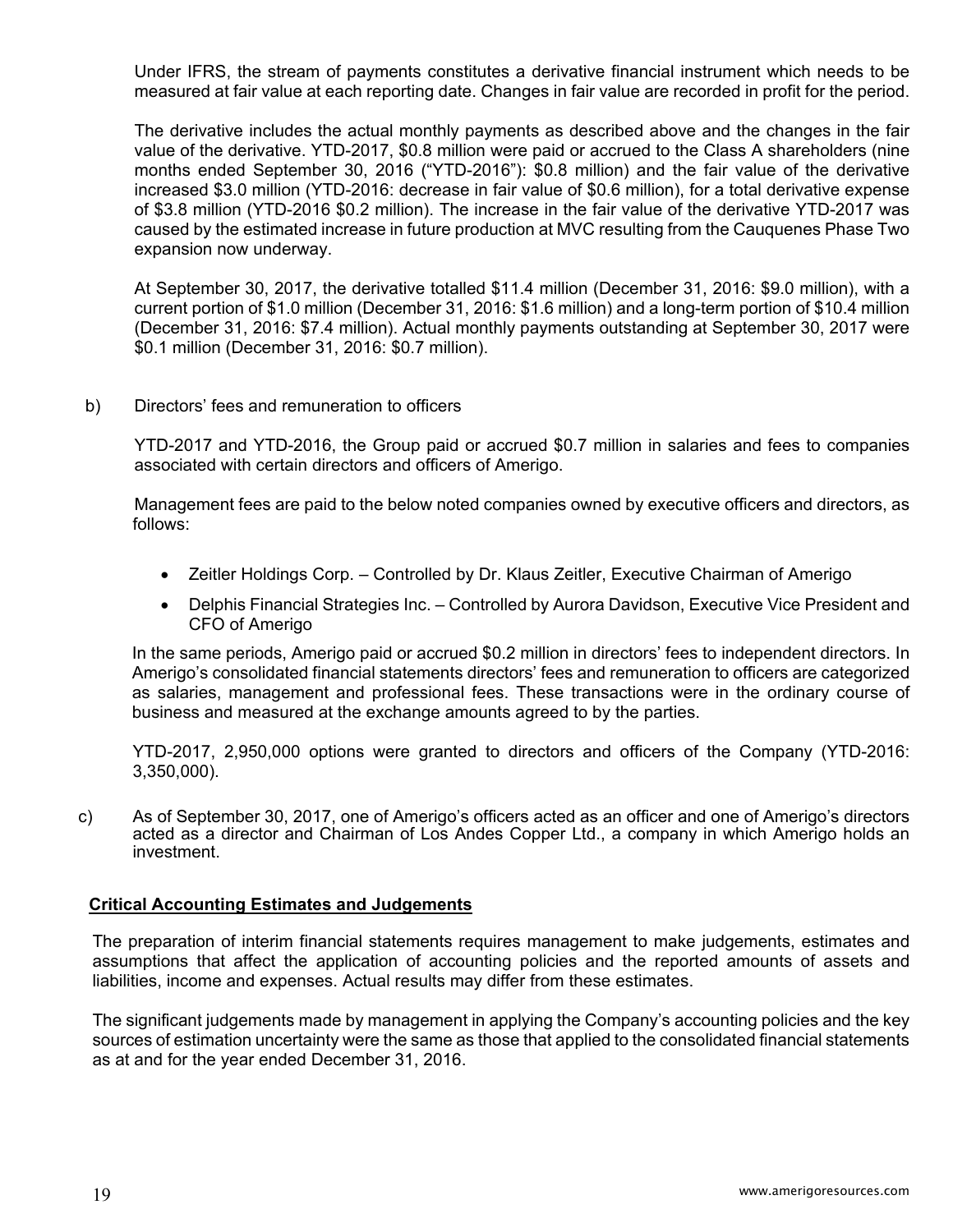Under IFRS, the stream of payments constitutes a derivative financial instrument which needs to be measured at fair value at each reporting date. Changes in fair value are recorded in profit for the period.

The derivative includes the actual monthly payments as described above and the changes in the fair value of the derivative. YTD-2017, $0.8 million were paid or accrued to the Class A shareholders (nine months ended September 30, 2016 ("YTD-2016"): $0.8 million) and the fair value of the derivative increased $3.0 million (YTD-2016: decrease in fair value of $0.6 million), for a total derivative expense of $3.8 million (YTD-2016 $0.2 million). The increase in the fair value of the derivative YTD-2017 was caused by the estimated increase in future production at MVC resulting from the Cauquenes Phase Two expansion now underway.

At September 30, 2017, the derivative totalled $11.4 million (December 31, 2016: $9.0 million), with a current portion of $1.0 million (December 31, 2016: $1.6 million) and a long-term portion of $10.4 million (December 31, 2016: $7.4 million). Actual monthly payments outstanding at September 30, 2017 were $0.1 million (December 31, 2016: $0.7 million).

b) Directors' fees and remuneration to officers

YTD-2017 and YTD-2016, the Group paid or accrued $0.7 million in salaries and fees to companies associated with certain directors and officers of Amerigo.

Management fees are paid to the below noted companies owned by executive officers and directors, as follows:

- Zeitler Holdings Corp. – Controlled by Dr. Klaus Zeitler, Executive Chairman of Amerigo
- Delphis Financial Strategies Inc. – Controlled by Aurora Davidson, Executive Vice President and CFO of Amerigo

In the same periods, Amerigo paid or accrued $0.2 million in directors' fees to independent directors. In Amerigo's consolidated financial statements directors' fees and remuneration to officers are categorized as salaries, management and professional fees. These transactions were in the ordinary course of business and measured at the exchange amounts agreed to by the parties.

YTD-2017, 2,950,000 options were granted to directors and officers of the Company (YTD-2016: 3,350,000).

c) As of September 30, 2017, one of Amerigo's officers acted as an officer and one of Amerigo's directors acted as a director and Chairman of Los Andes Copper Ltd., a company in which Amerigo holds an investment.

## Critical Accounting Estimates and Judgements

The preparation of interim financial statements requires management to make judgements, estimates and assumptions that affect the application of accounting policies and the reported amounts of assets and liabilities, income and expenses. Actual results may differ from these estimates.

The significant judgements made by management in applying the Company's accounting policies and the key sources of estimation uncertainty were the same as those that applied to the consolidated financial statements as at and for the year ended December 31, 2016.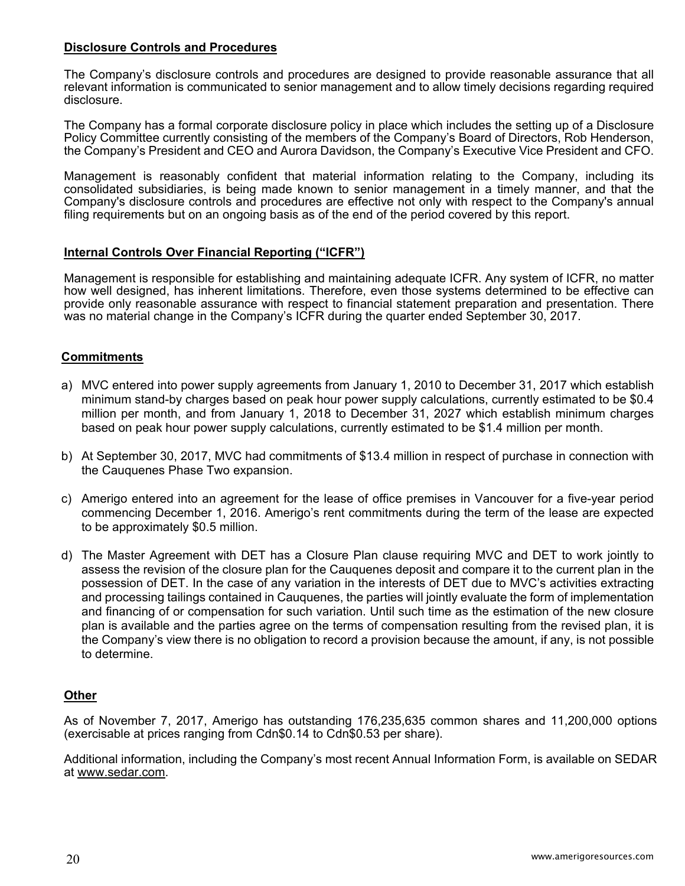## Disclosure Controls and Procedures

The Company's disclosure controls and procedures are designed to provide reasonable assurance that all relevant information is communicated to senior management and to allow timely decisions regarding required disclosure.

The Company has a formal corporate disclosure policy in place which includes the setting up of a Disclosure Policy Committee currently consisting of the members of the Company's Board of Directors, Rob Henderson, the Company's President and CEO and Aurora Davidson, the Company's Executive Vice President and CFO.

Management is reasonably confident that material information relating to the Company, including its consolidated subsidiaries, is being made known to senior management in a timely manner, and that the Company's disclosure controls and procedures are effective not only with respect to the Company's annual filing requirements but on an ongoing basis as of the end of the period covered by this report.

## Internal Controls Over Financial Reporting ("ICFR")

Management is responsible for establishing and maintaining adequate ICFR. Any system of ICFR, no matter how well designed, has inherent limitations. Therefore, even those systems determined to be effective can provide only reasonable assurance with respect to financial statement preparation and presentation. There was no material change in the Company's ICFR during the quarter ended September 30, 2017.

## Commitments

a) MVC entered into power supply agreements from January 1, 2010 to December 31, 2017 which establish minimum stand-by charges based on peak hour power supply calculations, currently estimated to be $0.4 million per month, and from January 1, 2018 to December 31, 2027 which establish minimum charges based on peak hour power supply calculations, currently estimated to be $1.4 million per month.

b) At September 30, 2017, MVC had commitments of $13.4 million in respect of purchase in connection with the Cauquenes Phase Two expansion.

c) Amerigo entered into an agreement for the lease of office premises in Vancouver for a five-year period commencing December 1, 2016. Amerigo's rent commitments during the term of the lease are expected to be approximately $0.5 million.

d) The Master Agreement with DET has a Closure Plan clause requiring MVC and DET to work jointly to assess the revision of the closure plan for the Cauquenes deposit and compare it to the current plan in the possession of DET. In the case of any variation in the interests of DET due to MVC's activities extracting and processing tailings contained in Cauquenes, the parties will jointly evaluate the form of implementation and financing of or compensation for such variation. Until such time as the estimation of the new closure plan is available and the parties agree on the terms of compensation resulting from the revised plan, it is the Company's view there is no obligation to record a provision because the amount, if any, is not possible to determine.

## Other

As of November 7, 2017, Amerigo has outstanding 176,235,635 common shares and 11,200,000 options (exercisable at prices ranging from Cdn$0.14 to Cdn$0.53 per share).

Additional information, including the Company's most recent Annual Information Form, is available on SEDAR at www.sedar.com.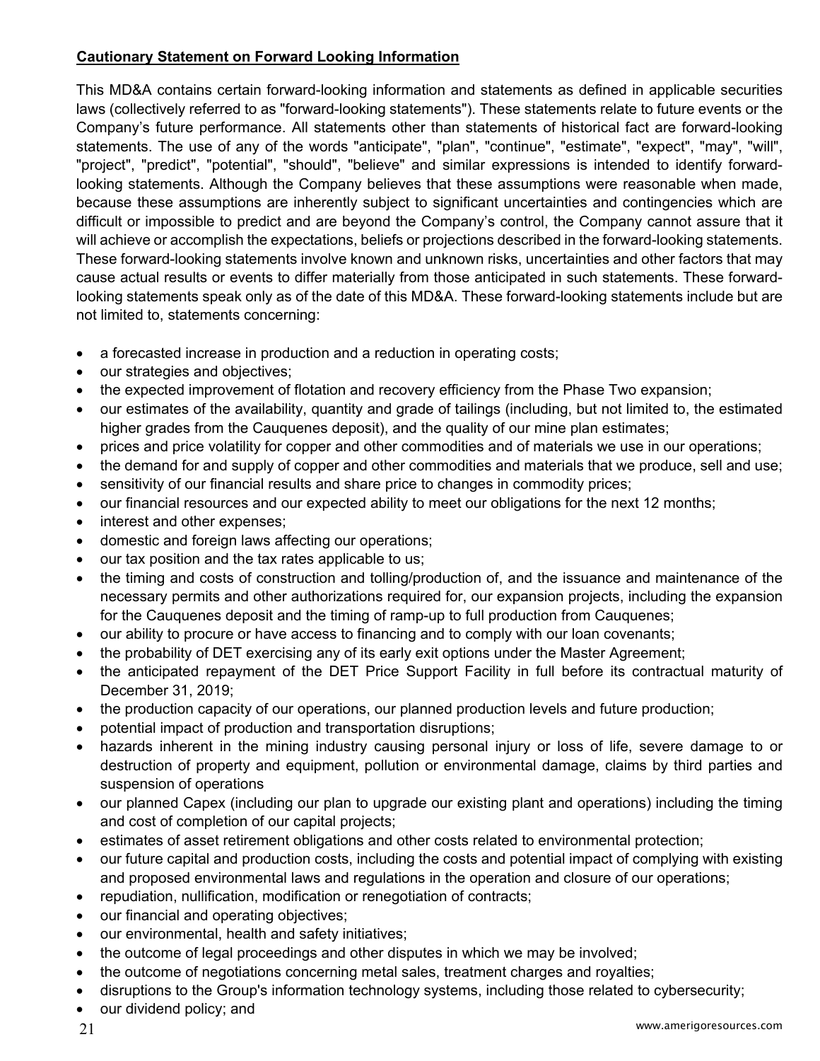**Cautionary Statement on Forward Looking Information**

This MD&A contains certain forward-looking information and statements as defined in applicable securities laws (collectively referred to as "forward-looking statements"). These statements relate to future events or the Company's future performance. All statements other than statements of historical fact are forward-looking statements. The use of any of the words "anticipate", "plan", "continue", "estimate", "expect", "may", "will", "project", "predict", "potential", "should", "believe" and similar expressions is intended to identify forward-looking statements. Although the Company believes that these assumptions were reasonable when made, because these assumptions are inherently subject to significant uncertainties and contingencies which are difficult or impossible to predict and are beyond the Company's control, the Company cannot assure that it will achieve or accomplish the expectations, beliefs or projections described in the forward-looking statements. These forward-looking statements involve known and unknown risks, uncertainties and other factors that may cause actual results or events to differ materially from those anticipated in such statements. These forward-looking statements speak only as of the date of this MD&A. These forward-looking statements include but are not limited to, statements concerning:

- a forecasted increase in production and a reduction in operating costs;
- our strategies and objectives;
- the expected improvement of flotation and recovery efficiency from the Phase Two expansion;
- our estimates of the availability, quantity and grade of tailings (including, but not limited to, the estimated higher grades from the Cauquenes deposit), and the quality of our mine plan estimates;
- prices and price volatility for copper and other commodities and of materials we use in our operations;
- the demand for and supply of copper and other commodities and materials that we produce, sell and use;
- sensitivity of our financial results and share price to changes in commodity prices;
- our financial resources and our expected ability to meet our obligations for the next 12 months;
- interest and other expenses;
- domestic and foreign laws affecting our operations;
- our tax position and the tax rates applicable to us;
- the timing and costs of construction and tolling/production of, and the issuance and maintenance of the necessary permits and other authorizations required for, our expansion projects, including the expansion for the Cauquenes deposit and the timing of ramp-up to full production from Cauquenes;
- our ability to procure or have access to financing and to comply with our loan covenants;
- the probability of DET exercising any of its early exit options under the Master Agreement;
- the anticipated repayment of the DET Price Support Facility in full before its contractual maturity of December 31, 2019;
- the production capacity of our operations, our planned production levels and future production;
- potential impact of production and transportation disruptions;
- hazards inherent in the mining industry causing personal injury or loss of life, severe damage to or destruction of property and equipment, pollution or environmental damage, claims by third parties and suspension of operations
- our planned Capex (including our plan to upgrade our existing plant and operations) including the timing and cost of completion of our capital projects;
- estimates of asset retirement obligations and other costs related to environmental protection;
- our future capital and production costs, including the costs and potential impact of complying with existing and proposed environmental laws and regulations in the operation and closure of our operations;
- repudiation, nullification, modification or renegotiation of contracts;
- our financial and operating objectives;
- our environmental, health and safety initiatives;
- the outcome of legal proceedings and other disputes in which we may be involved;
- the outcome of negotiations concerning metal sales, treatment charges and royalties;
- disruptions to the Group's information technology systems, including those related to cybersecurity;
- our dividend policy; and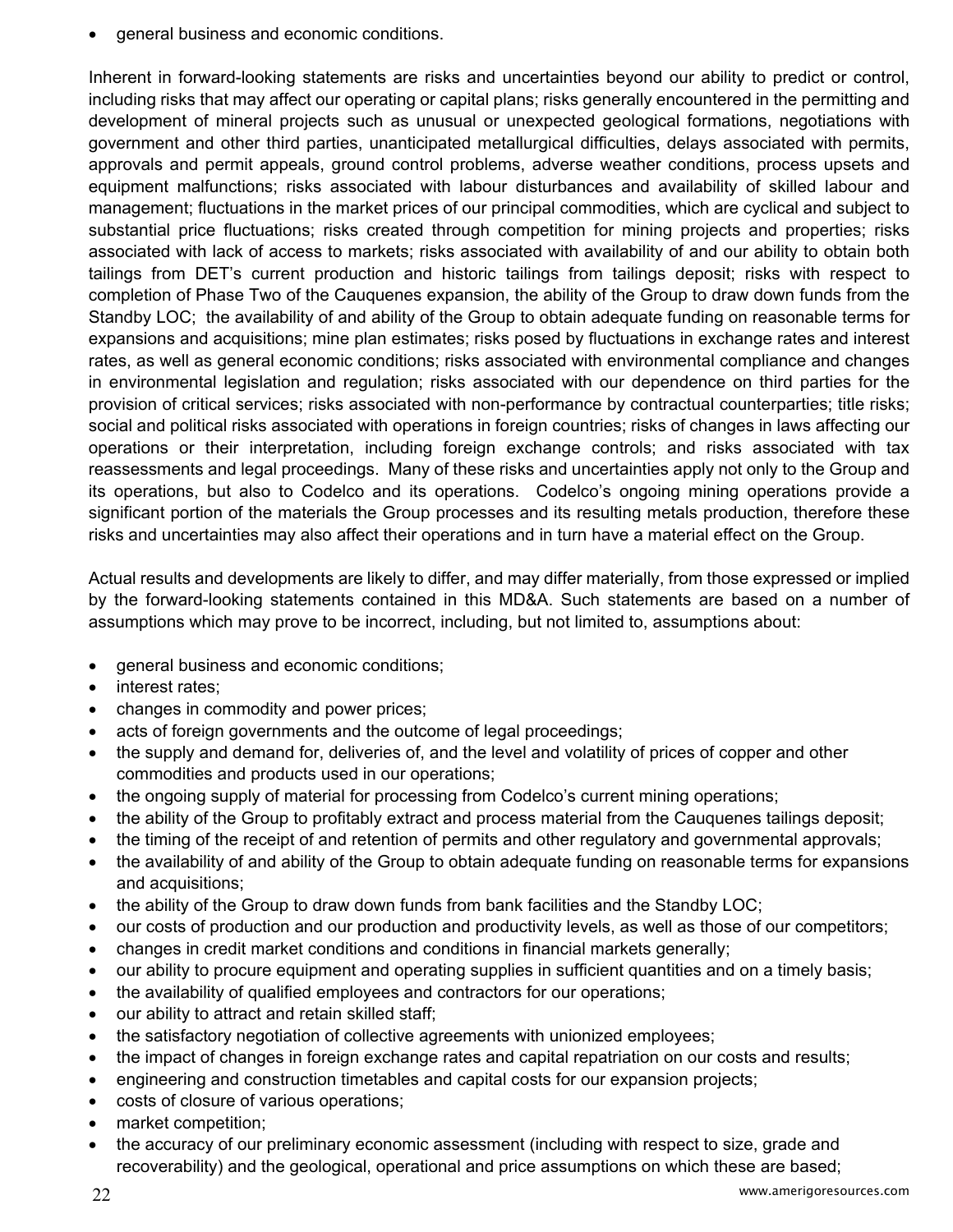- general business and economic conditions.

Inherent in forward-looking statements are risks and uncertainties beyond our ability to predict or control, including risks that may affect our operating or capital plans; risks generally encountered in the permitting and development of mineral projects such as unusual or unexpected geological formations, negotiations with government and other third parties, unanticipated metallurgical difficulties, delays associated with permits, approvals and permit appeals, ground control problems, adverse weather conditions, process upsets and equipment malfunctions; risks associated with labour disturbances and availability of skilled labour and management; fluctuations in the market prices of our principal commodities, which are cyclical and subject to substantial price fluctuations; risks created through competition for mining projects and properties; risks associated with lack of access to markets; risks associated with availability of and our ability to obtain both tailings from DET's current production and historic tailings from tailings deposit; risks with respect to completion of Phase Two of the Cauquenes expansion, the ability of the Group to draw down funds from the Standby LOC; the availability of and ability of the Group to obtain adequate funding on reasonable terms for expansions and acquisitions; mine plan estimates; risks posed by fluctuations in exchange rates and interest rates, as well as general economic conditions; risks associated with environmental compliance and changes in environmental legislation and regulation; risks associated with our dependence on third parties for the provision of critical services; risks associated with non-performance by contractual counterparties; title risks; social and political risks associated with operations in foreign countries; risks of changes in laws affecting our operations or their interpretation, including foreign exchange controls; and risks associated with tax reassessments and legal proceedings. Many of these risks and uncertainties apply not only to the Group and its operations, but also to Codelco and its operations. Codelco's ongoing mining operations provide a significant portion of the materials the Group processes and its resulting metals production, therefore these risks and uncertainties may also affect their operations and in turn have a material effect on the Group.

Actual results and developments are likely to differ, and may differ materially, from those expressed or implied by the forward-looking statements contained in this MD&A. Such statements are based on a number of assumptions which may prove to be incorrect, including, but not limited to, assumptions about:

- general business and economic conditions;
- interest rates;
- changes in commodity and power prices;
- acts of foreign governments and the outcome of legal proceedings;
- the supply and demand for, deliveries of, and the level and volatility of prices of copper and other commodities and products used in our operations;
- the ongoing supply of material for processing from Codelco's current mining operations;
- the ability of the Group to profitably extract and process material from the Cauquenes tailings deposit;
- the timing of the receipt of and retention of permits and other regulatory and governmental approvals;
- the availability of and ability of the Group to obtain adequate funding on reasonable terms for expansions and acquisitions;
- the ability of the Group to draw down funds from bank facilities and the Standby LOC;
- our costs of production and our production and productivity levels, as well as those of our competitors;
- changes in credit market conditions and conditions in financial markets generally;
- our ability to procure equipment and operating supplies in sufficient quantities and on a timely basis;
- the availability of qualified employees and contractors for our operations;
- our ability to attract and retain skilled staff;
- the satisfactory negotiation of collective agreements with unionized employees;
- the impact of changes in foreign exchange rates and capital repatriation on our costs and results;
- engineering and construction timetables and capital costs for our expansion projects;
- costs of closure of various operations;
- market competition;
- the accuracy of our preliminary economic assessment (including with respect to size, grade and recoverability) and the geological, operational and price assumptions on which these are based;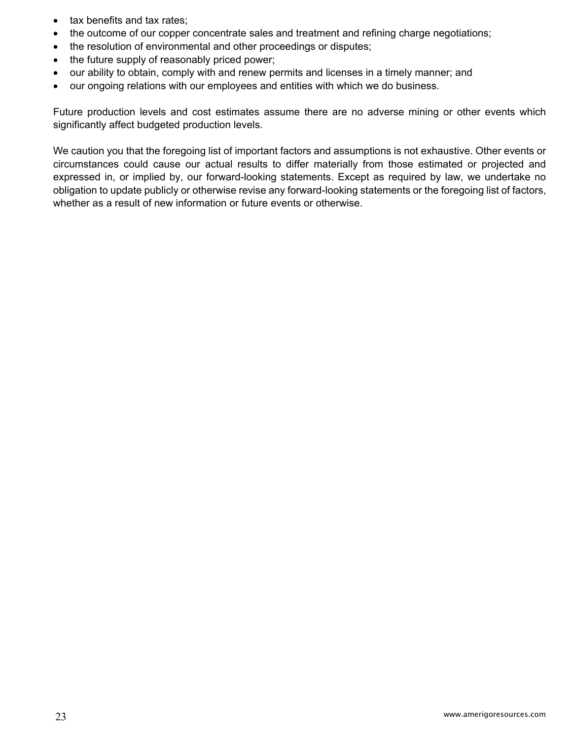- tax benefits and tax rates;
- the outcome of our copper concentrate sales and treatment and refining charge negotiations;
- the resolution of environmental and other proceedings or disputes;
- the future supply of reasonably priced power;
- our ability to obtain, comply with and renew permits and licenses in a timely manner; and
- our ongoing relations with our employees and entities with which we do business.

Future production levels and cost estimates assume there are no adverse mining or other events which significantly affect budgeted production levels.

We caution you that the foregoing list of important factors and assumptions is not exhaustive. Other events or circumstances could cause our actual results to differ materially from those estimated or projected and expressed in, or implied by, our forward-looking statements. Except as required by law, we undertake no obligation to update publicly or otherwise revise any forward-looking statements or the foregoing list of factors, whether as a result of new information or future events or otherwise.